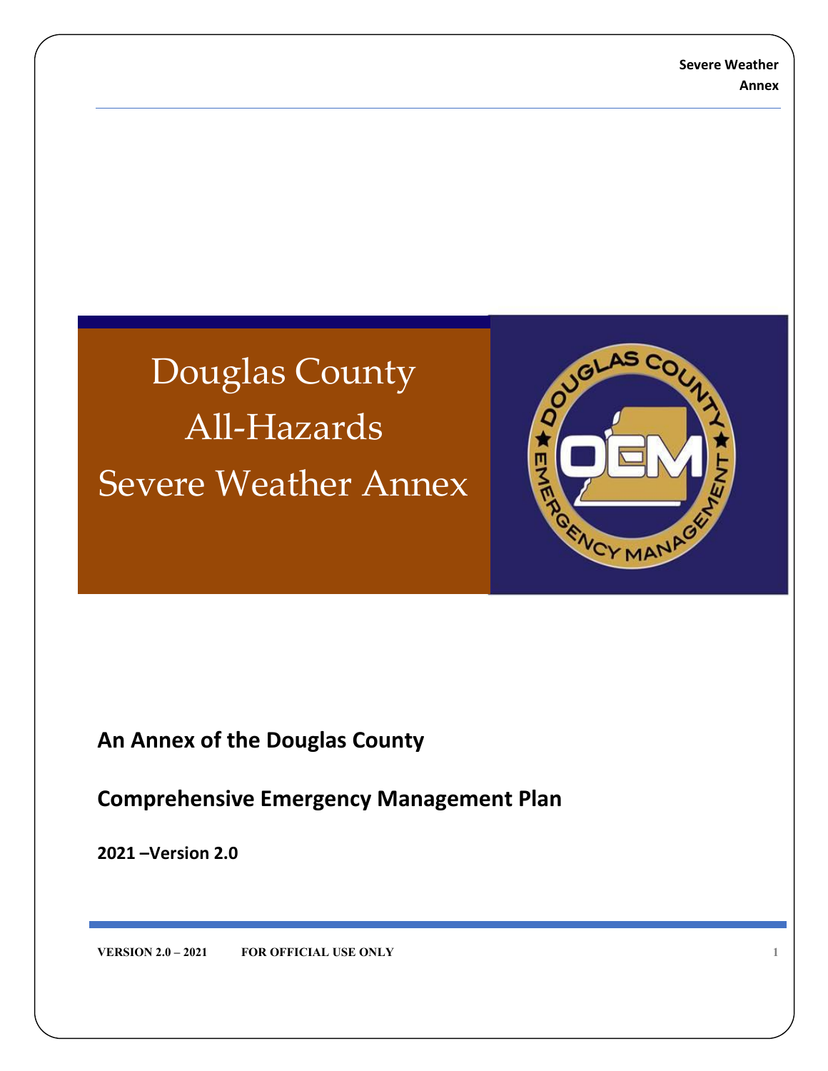# Douglas County All-Hazards Severe Weather Annex

**An Annex of the Douglas County**

**Comprehensive Emergency Management Plan**

**2021 –Version 2.0**

**VERSION 2.0 – 2021 FOR OFFICIAL USE ONLY**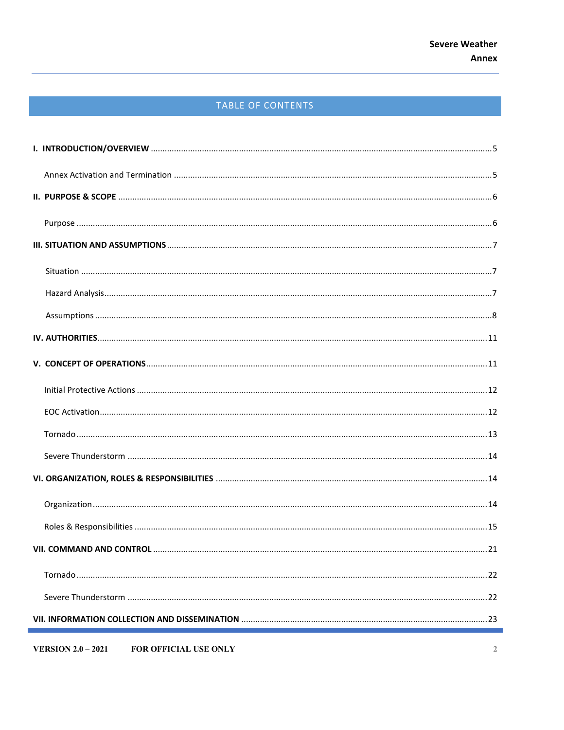## TABLE OF CONTENTS

**I. INTRODUCTION/OVERVIEW** ....................................................... 5

- Annex Activation and Termination ....................................................... 5

**II. PURPOSE & SCOPE** ....................................................... 6

- Purpose ....................................................... 6

**III. SITUATION AND ASSUMPTIONS** ....................................................... 7

- Situation ....................................................... 7
- Hazard Analysis ....................................................... 7
- Assumptions ....................................................... 8

**IV. AUTHORITIES** ....................................................... 11

**V. CONCEPT OF OPERATIONS** ....................................................... 11

- Initial Protective Actions ....................................................... 12
- EOC Activation ....................................................... 12
- Tornado ....................................................... 13
- Severe Thunderstorm ....................................................... 14

**VI. ORGANIZATION, ROLES & RESPONSIBILITIES** ....................................................... 14

- Organization ....................................................... 14
- Roles & Responsibilities ....................................................... 15

**VII. COMMAND AND CONTROL** ....................................................... 21

- Tornado ....................................................... 22
- Severe Thunderstorm ....................................................... 22

**VII. INFORMATION COLLECTION AND DISSEMINATION** ....................................................... 23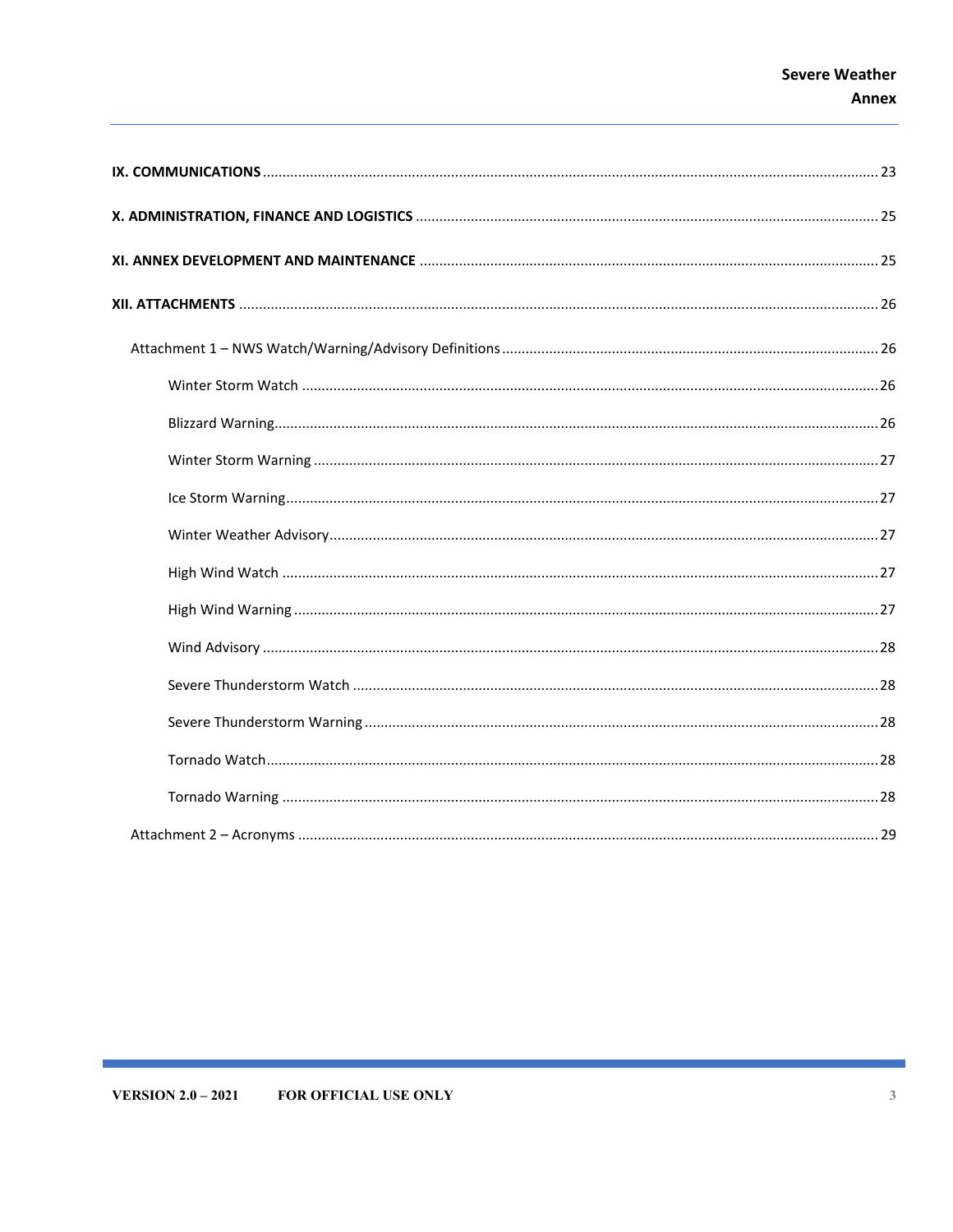**IX. COMMUNICATIONS** .......... 23

**X. ADMINISTRATION, FINANCE AND LOGISTICS** .......... 25

**XI. ANNEX DEVELOPMENT AND MAINTENANCE** .......... 25

**XII. ATTACHMENTS** .......... 26

- Attachment 1 – NWS Watch/Warning/Advisory Definitions .......... 26
  - Winter Storm Watch .......... 26
  - Blizzard Warning .......... 26
  - Winter Storm Warning .......... 27
  - Ice Storm Warning .......... 27
  - Winter Weather Advisory .......... 27
  - High Wind Watch .......... 27
  - High Wind Warning .......... 27
  - Wind Advisory .......... 28
  - Severe Thunderstorm Watch .......... 28
  - Severe Thunderstorm Warning .......... 28
  - Tornado Watch .......... 28
  - Tornado Warning .......... 28
- Attachment 2 – Acronyms .......... 29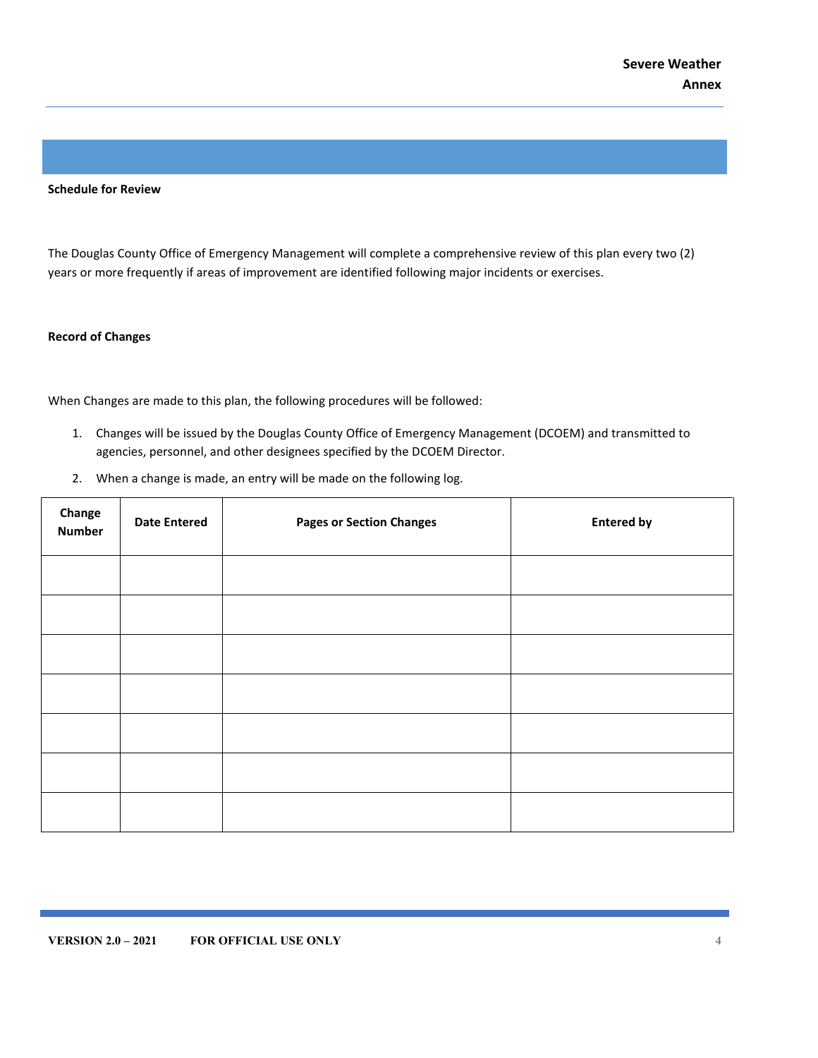## Schedule for Review

The Douglas County Office of Emergency Management will complete a comprehensive review of this plan every two (2) years or more frequently if areas of improvement are identified following major incidents or exercises.

## Record of Changes

When Changes are made to this plan, the following procedures will be followed:

1. Changes will be issued by the Douglas County Office of Emergency Management (DCOEM) and transmitted to agencies, personnel, and other designees specified by the DCOEM Director.
2. When a change is made, an entry will be made on the following log.

| Change Number | Date Entered | Pages or Section Changes | Entered by |
|---|---|---|---|
| | | | |
| | | | |
| | | | |
| | | | |
| | | | |
| | | | |
| | | | |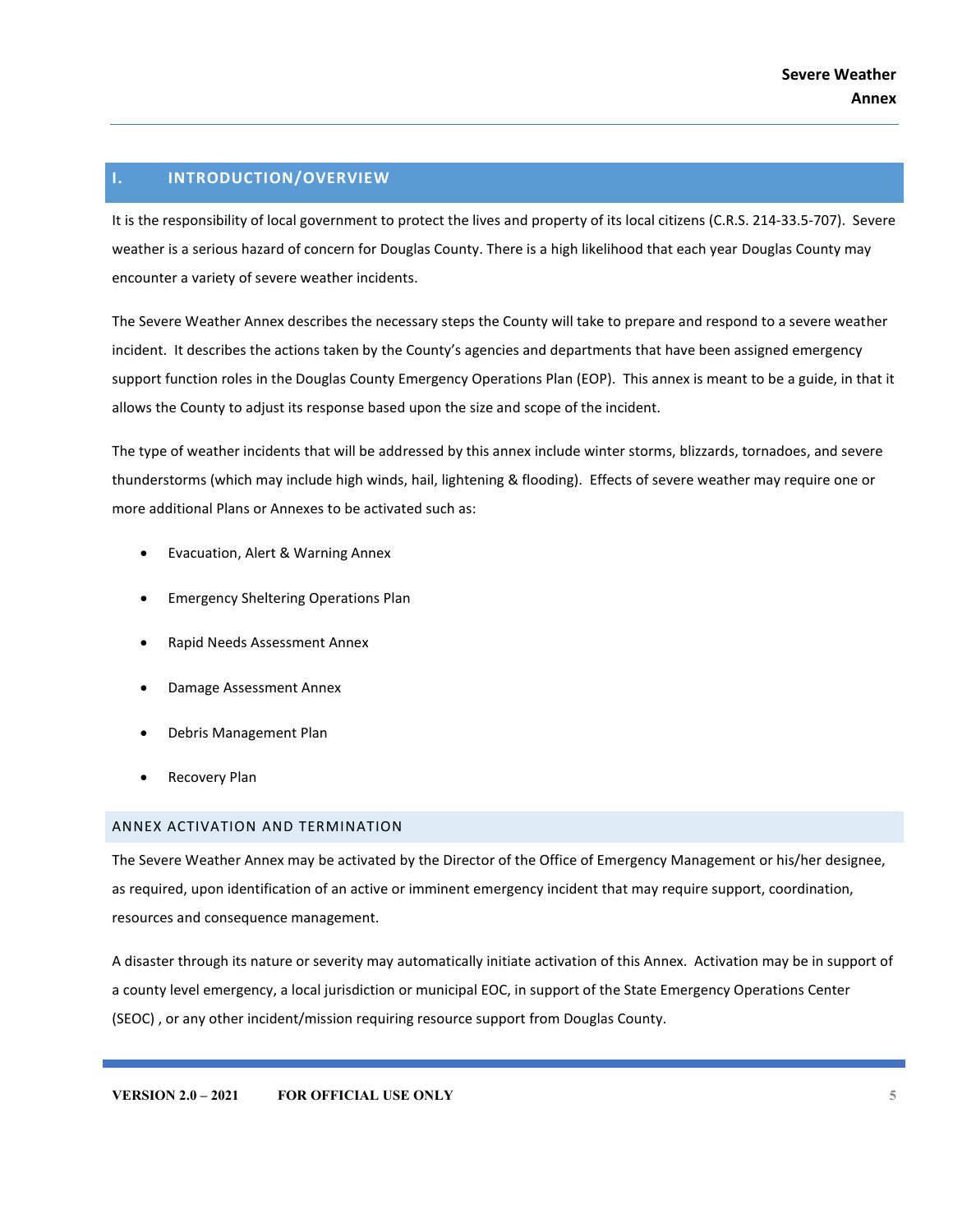## I. INTRODUCTION/OVERVIEW

It is the responsibility of local government to protect the lives and property of its local citizens (C.R.S. 214-33.5-707). Severe weather is a serious hazard of concern for Douglas County. There is a high likelihood that each year Douglas County may encounter a variety of severe weather incidents.

The Severe Weather Annex describes the necessary steps the County will take to prepare and respond to a severe weather incident. It describes the actions taken by the County's agencies and departments that have been assigned emergency support function roles in the Douglas County Emergency Operations Plan (EOP). This annex is meant to be a guide, in that it allows the County to adjust its response based upon the size and scope of the incident.

The type of weather incidents that will be addressed by this annex include winter storms, blizzards, tornadoes, and severe thunderstorms (which may include high winds, hail, lightening & flooding). Effects of severe weather may require one or more additional Plans or Annexes to be activated such as:

- Evacuation, Alert & Warning Annex
- Emergency Sheltering Operations Plan
- Rapid Needs Assessment Annex
- Damage Assessment Annex
- Debris Management Plan
- Recovery Plan

### ANNEX ACTIVATION AND TERMINATION

The Severe Weather Annex may be activated by the Director of the Office of Emergency Management or his/her designee, as required, upon identification of an active or imminent emergency incident that may require support, coordination, resources and consequence management.

A disaster through its nature or severity may automatically initiate activation of this Annex. Activation may be in support of a county level emergency, a local jurisdiction or municipal EOC, in support of the State Emergency Operations Center (SEOC) , or any other incident/mission requiring resource support from Douglas County.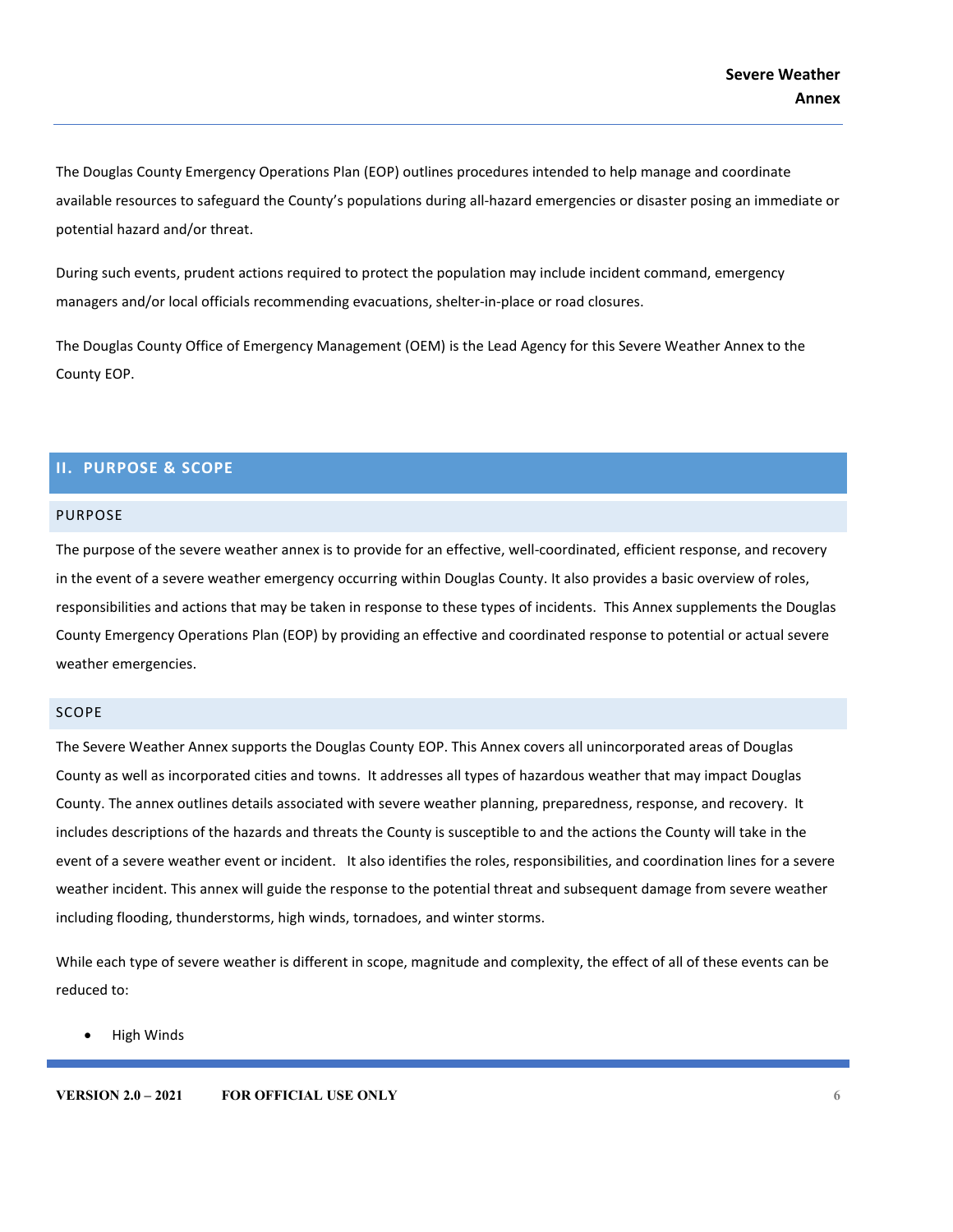The Douglas County Emergency Operations Plan (EOP) outlines procedures intended to help manage and coordinate available resources to safeguard the County's populations during all-hazard emergencies or disaster posing an immediate or potential hazard and/or threat.

During such events, prudent actions required to protect the population may include incident command, emergency managers and/or local officials recommending evacuations, shelter-in-place or road closures.

The Douglas County Office of Emergency Management (OEM) is the Lead Agency for this Severe Weather Annex to the County EOP.

## II. PURPOSE & SCOPE

### PURPOSE

The purpose of the severe weather annex is to provide for an effective, well-coordinated, efficient response, and recovery in the event of a severe weather emergency occurring within Douglas County. It also provides a basic overview of roles, responsibilities and actions that may be taken in response to these types of incidents. This Annex supplements the Douglas County Emergency Operations Plan (EOP) by providing an effective and coordinated response to potential or actual severe weather emergencies.

### SCOPE

The Severe Weather Annex supports the Douglas County EOP. This Annex covers all unincorporated areas of Douglas County as well as incorporated cities and towns. It addresses all types of hazardous weather that may impact Douglas County. The annex outlines details associated with severe weather planning, preparedness, response, and recovery. It includes descriptions of the hazards and threats the County is susceptible to and the actions the County will take in the event of a severe weather event or incident. It also identifies the roles, responsibilities, and coordination lines for a severe weather incident. This annex will guide the response to the potential threat and subsequent damage from severe weather including flooding, thunderstorms, high winds, tornadoes, and winter storms.

While each type of severe weather is different in scope, magnitude and complexity, the effect of all of these events can be reduced to:

- High Winds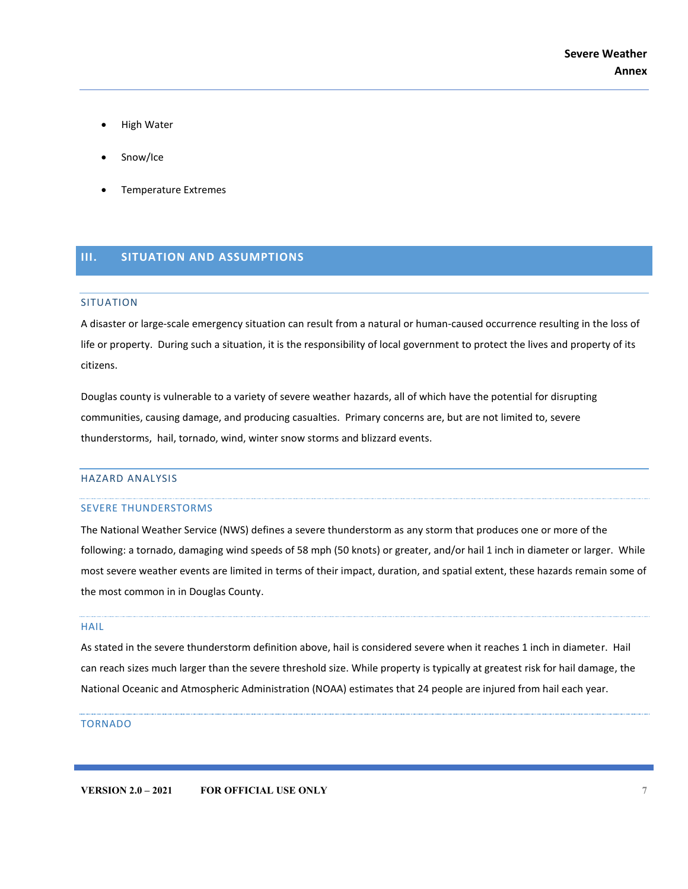- High Water
- Snow/Ice
- Temperature Extremes

## III. SITUATION AND ASSUMPTIONS

### SITUATION

A disaster or large-scale emergency situation can result from a natural or human-caused occurrence resulting in the loss of life or property. During such a situation, it is the responsibility of local government to protect the lives and property of its citizens.

Douglas county is vulnerable to a variety of severe weather hazards, all of which have the potential for disrupting communities, causing damage, and producing casualties. Primary concerns are, but are not limited to, severe thunderstorms, hail, tornado, wind, winter snow storms and blizzard events.

### HAZARD ANALYSIS

#### SEVERE THUNDERSTORMS

The National Weather Service (NWS) defines a severe thunderstorm as any storm that produces one or more of the following: a tornado, damaging wind speeds of 58 mph (50 knots) or greater, and/or hail 1 inch in diameter or larger. While most severe weather events are limited in terms of their impact, duration, and spatial extent, these hazards remain some of the most common in in Douglas County.

#### HAIL

As stated in the severe thunderstorm definition above, hail is considered severe when it reaches 1 inch in diameter. Hail can reach sizes much larger than the severe threshold size. While property is typically at greatest risk for hail damage, the National Oceanic and Atmospheric Administration (NOAA) estimates that 24 people are injured from hail each year.

#### TORNADO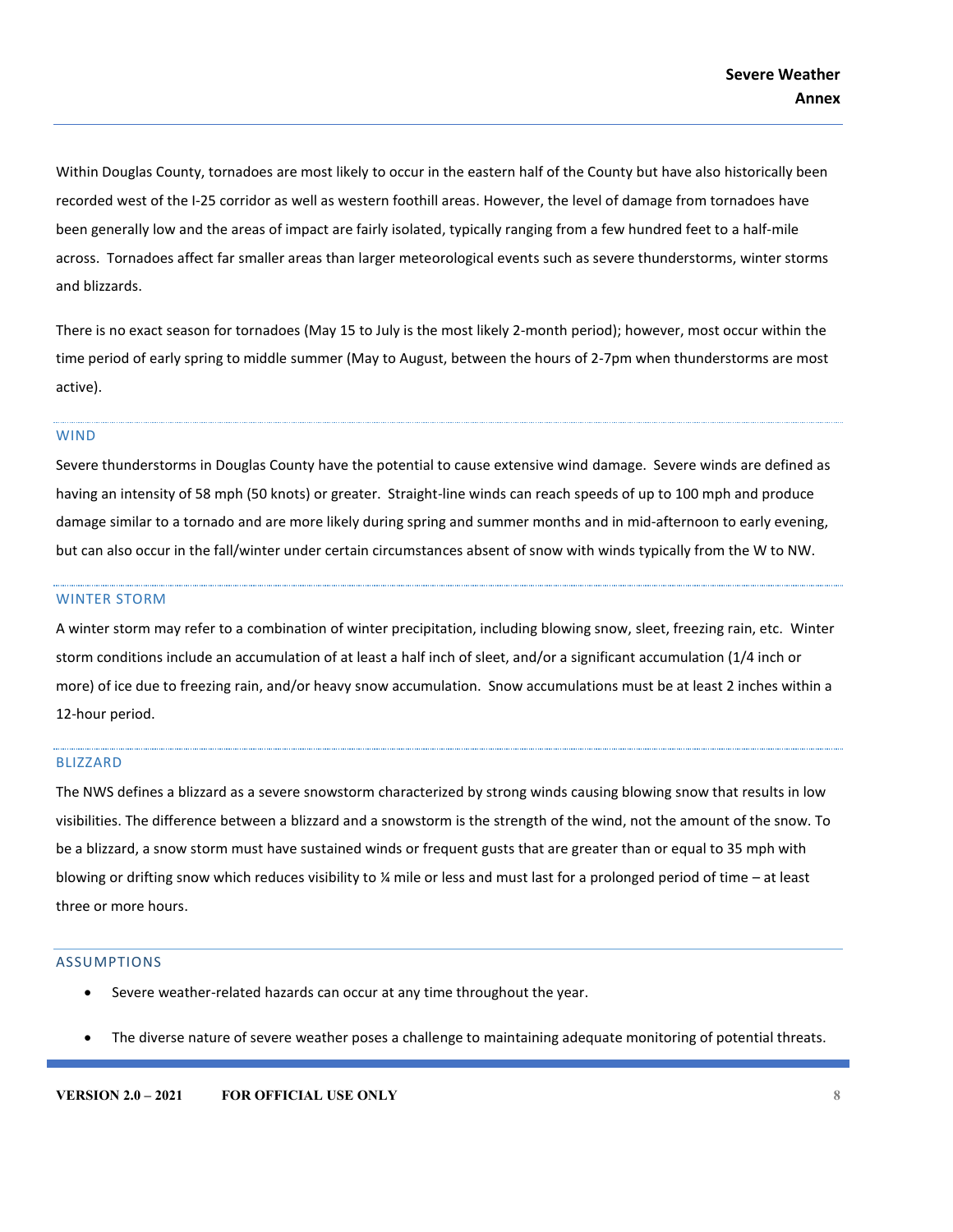Within Douglas County, tornadoes are most likely to occur in the eastern half of the County but have also historically been recorded west of the I-25 corridor as well as western foothill areas. However, the level of damage from tornadoes have been generally low and the areas of impact are fairly isolated, typically ranging from a few hundred feet to a half-mile across. Tornadoes affect far smaller areas than larger meteorological events such as severe thunderstorms, winter storms and blizzards.

There is no exact season for tornadoes (May 15 to July is the most likely 2-month period); however, most occur within the time period of early spring to middle summer (May to August, between the hours of 2-7pm when thunderstorms are most active).

### WIND

Severe thunderstorms in Douglas County have the potential to cause extensive wind damage. Severe winds are defined as having an intensity of 58 mph (50 knots) or greater. Straight-line winds can reach speeds of up to 100 mph and produce damage similar to a tornado and are more likely during spring and summer months and in mid-afternoon to early evening, but can also occur in the fall/winter under certain circumstances absent of snow with winds typically from the W to NW.

### WINTER STORM

A winter storm may refer to a combination of winter precipitation, including blowing snow, sleet, freezing rain, etc. Winter storm conditions include an accumulation of at least a half inch of sleet, and/or a significant accumulation (1/4 inch or more) of ice due to freezing rain, and/or heavy snow accumulation. Snow accumulations must be at least 2 inches within a 12-hour period.

### BLIZZARD

The NWS defines a blizzard as a severe snowstorm characterized by strong winds causing blowing snow that results in low visibilities. The difference between a blizzard and a snowstorm is the strength of the wind, not the amount of the snow. To be a blizzard, a snow storm must have sustained winds or frequent gusts that are greater than or equal to 35 mph with blowing or drifting snow which reduces visibility to ¼ mile or less and must last for a prolonged period of time – at least three or more hours.

## ASSUMPTIONS

- Severe weather-related hazards can occur at any time throughout the year.
- The diverse nature of severe weather poses a challenge to maintaining adequate monitoring of potential threats.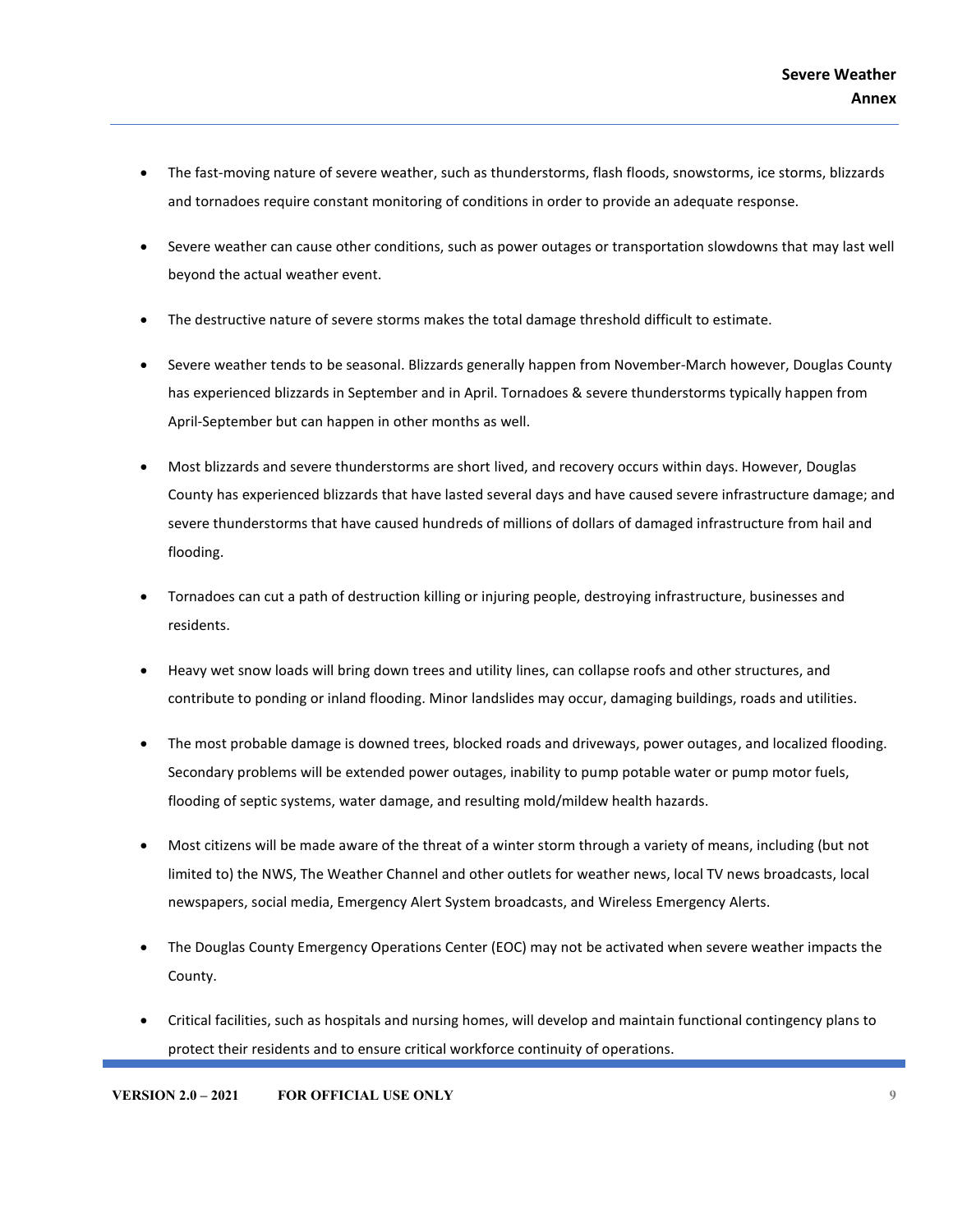- The fast-moving nature of severe weather, such as thunderstorms, flash floods, snowstorms, ice storms, blizzards and tornadoes require constant monitoring of conditions in order to provide an adequate response.

- Severe weather can cause other conditions, such as power outages or transportation slowdowns that may last well beyond the actual weather event.

- The destructive nature of severe storms makes the total damage threshold difficult to estimate.

- Severe weather tends to be seasonal. Blizzards generally happen from November-March however, Douglas County has experienced blizzards in September and in April. Tornadoes & severe thunderstorms typically happen from April-September but can happen in other months as well.

- Most blizzards and severe thunderstorms are short lived, and recovery occurs within days. However, Douglas County has experienced blizzards that have lasted several days and have caused severe infrastructure damage; and severe thunderstorms that have caused hundreds of millions of dollars of damaged infrastructure from hail and flooding.

- Tornadoes can cut a path of destruction killing or injuring people, destroying infrastructure, businesses and residents.

- Heavy wet snow loads will bring down trees and utility lines, can collapse roofs and other structures, and contribute to ponding or inland flooding. Minor landslides may occur, damaging buildings, roads and utilities.

- The most probable damage is downed trees, blocked roads and driveways, power outages, and localized flooding. Secondary problems will be extended power outages, inability to pump potable water or pump motor fuels, flooding of septic systems, water damage, and resulting mold/mildew health hazards.

- Most citizens will be made aware of the threat of a winter storm through a variety of means, including (but not limited to) the NWS, The Weather Channel and other outlets for weather news, local TV news broadcasts, local newspapers, social media, Emergency Alert System broadcasts, and Wireless Emergency Alerts.

- The Douglas County Emergency Operations Center (EOC) may not be activated when severe weather impacts the County.

- Critical facilities, such as hospitals and nursing homes, will develop and maintain functional contingency plans to protect their residents and to ensure critical workforce continuity of operations.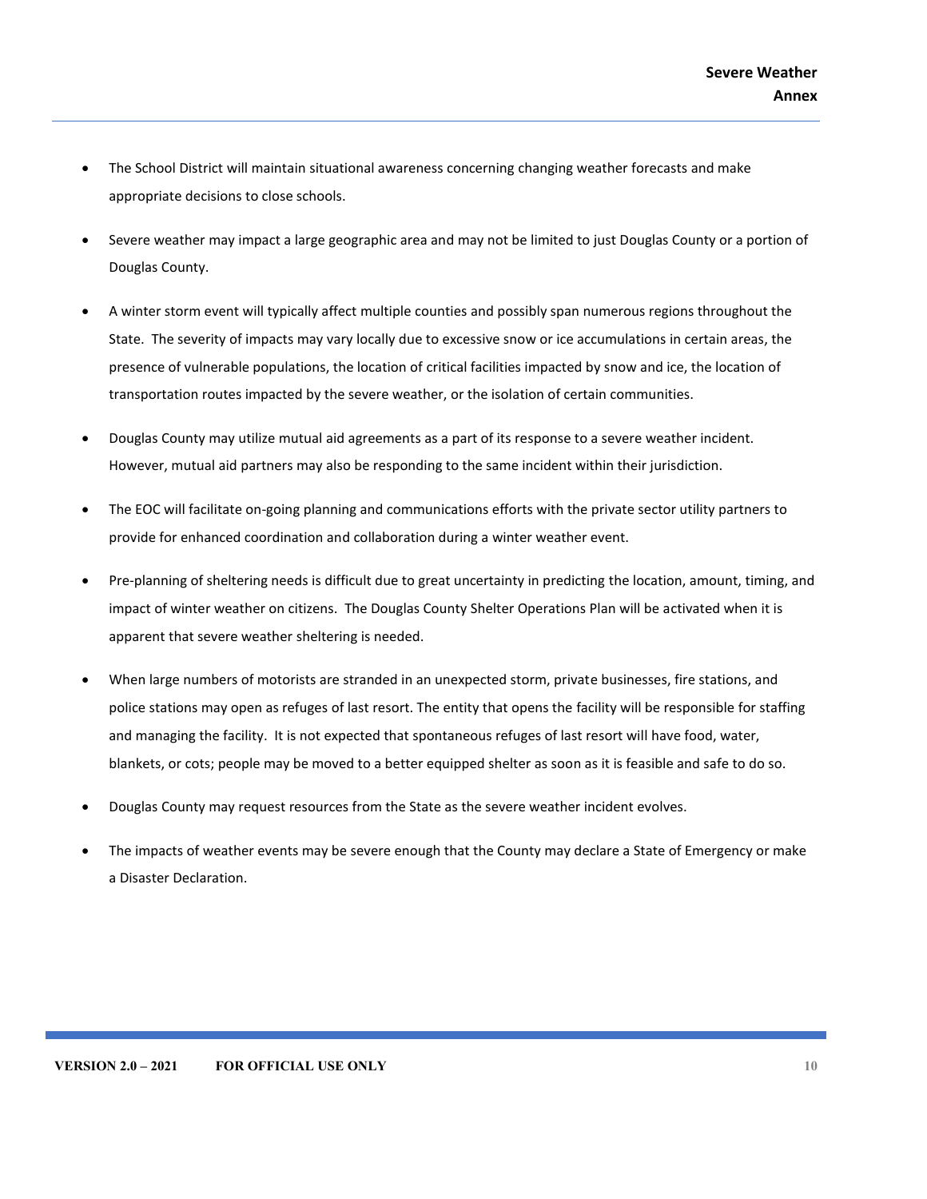- The School District will maintain situational awareness concerning changing weather forecasts and make appropriate decisions to close schools.
- Severe weather may impact a large geographic area and may not be limited to just Douglas County or a portion of Douglas County.
- A winter storm event will typically affect multiple counties and possibly span numerous regions throughout the State. The severity of impacts may vary locally due to excessive snow or ice accumulations in certain areas, the presence of vulnerable populations, the location of critical facilities impacted by snow and ice, the location of transportation routes impacted by the severe weather, or the isolation of certain communities.
- Douglas County may utilize mutual aid agreements as a part of its response to a severe weather incident. However, mutual aid partners may also be responding to the same incident within their jurisdiction.
- The EOC will facilitate on-going planning and communications efforts with the private sector utility partners to provide for enhanced coordination and collaboration during a winter weather event.
- Pre-planning of sheltering needs is difficult due to great uncertainty in predicting the location, amount, timing, and impact of winter weather on citizens. The Douglas County Shelter Operations Plan will be activated when it is apparent that severe weather sheltering is needed.
- When large numbers of motorists are stranded in an unexpected storm, private businesses, fire stations, and police stations may open as refuges of last resort. The entity that opens the facility will be responsible for staffing and managing the facility. It is not expected that spontaneous refuges of last resort will have food, water, blankets, or cots; people may be moved to a better equipped shelter as soon as it is feasible and safe to do so.
- Douglas County may request resources from the State as the severe weather incident evolves.
- The impacts of weather events may be severe enough that the County may declare a State of Emergency or make a Disaster Declaration.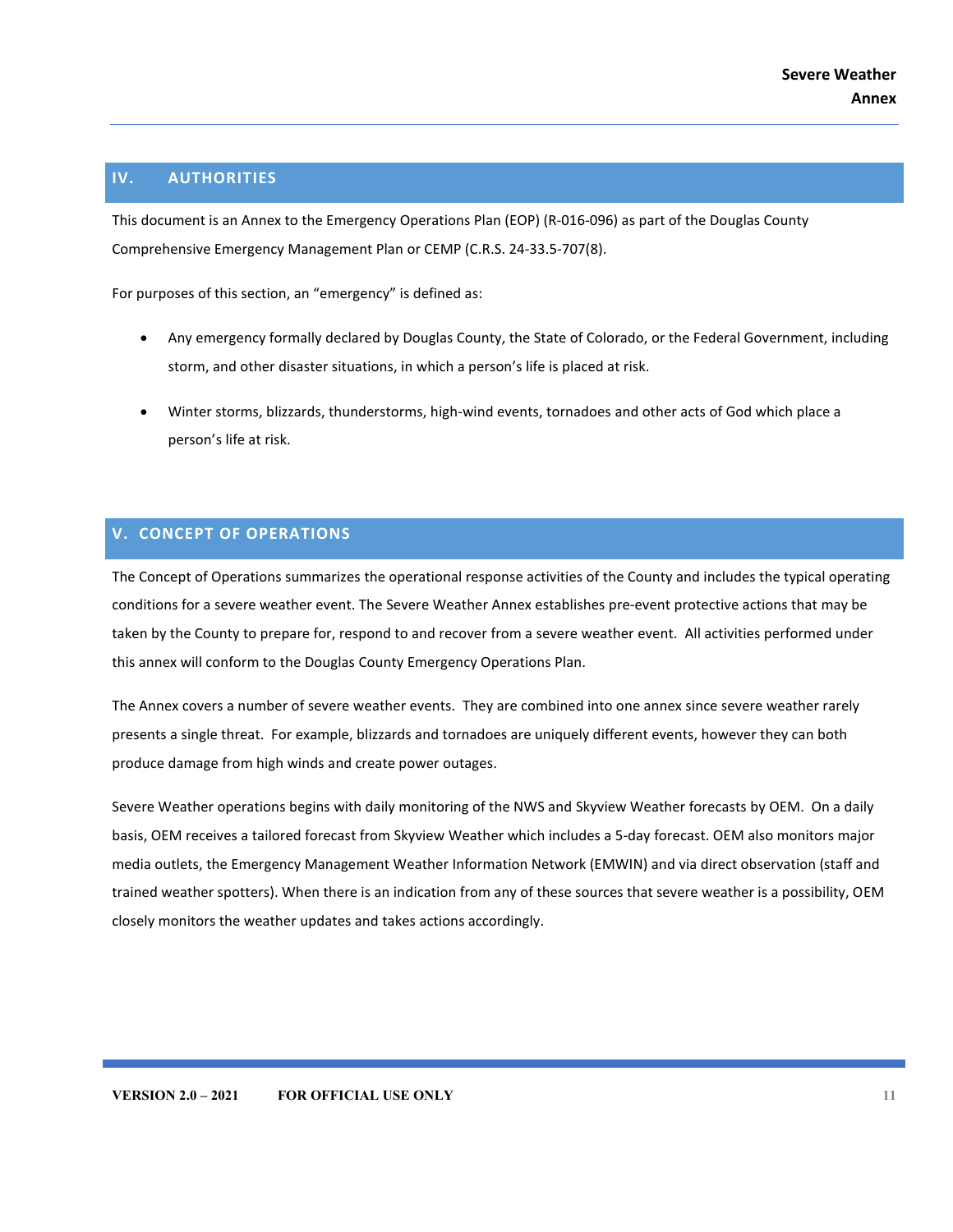## IV. AUTHORITIES

This document is an Annex to the Emergency Operations Plan (EOP) (R-016-096) as part of the Douglas County Comprehensive Emergency Management Plan or CEMP (C.R.S. 24-33.5-707(8).

For purposes of this section, an "emergency" is defined as:

- Any emergency formally declared by Douglas County, the State of Colorado, or the Federal Government, including storm, and other disaster situations, in which a person's life is placed at risk.
- Winter storms, blizzards, thunderstorms, high-wind events, tornadoes and other acts of God which place a person's life at risk.

## V. CONCEPT OF OPERATIONS

The Concept of Operations summarizes the operational response activities of the County and includes the typical operating conditions for a severe weather event. The Severe Weather Annex establishes pre-event protective actions that may be taken by the County to prepare for, respond to and recover from a severe weather event. All activities performed under this annex will conform to the Douglas County Emergency Operations Plan.

The Annex covers a number of severe weather events. They are combined into one annex since severe weather rarely presents a single threat. For example, blizzards and tornadoes are uniquely different events, however they can both produce damage from high winds and create power outages.

Severe Weather operations begins with daily monitoring of the NWS and Skyview Weather forecasts by OEM. On a daily basis, OEM receives a tailored forecast from Skyview Weather which includes a 5-day forecast. OEM also monitors major media outlets, the Emergency Management Weather Information Network (EMWIN) and via direct observation (staff and trained weather spotters). When there is an indication from any of these sources that severe weather is a possibility, OEM closely monitors the weather updates and takes actions accordingly.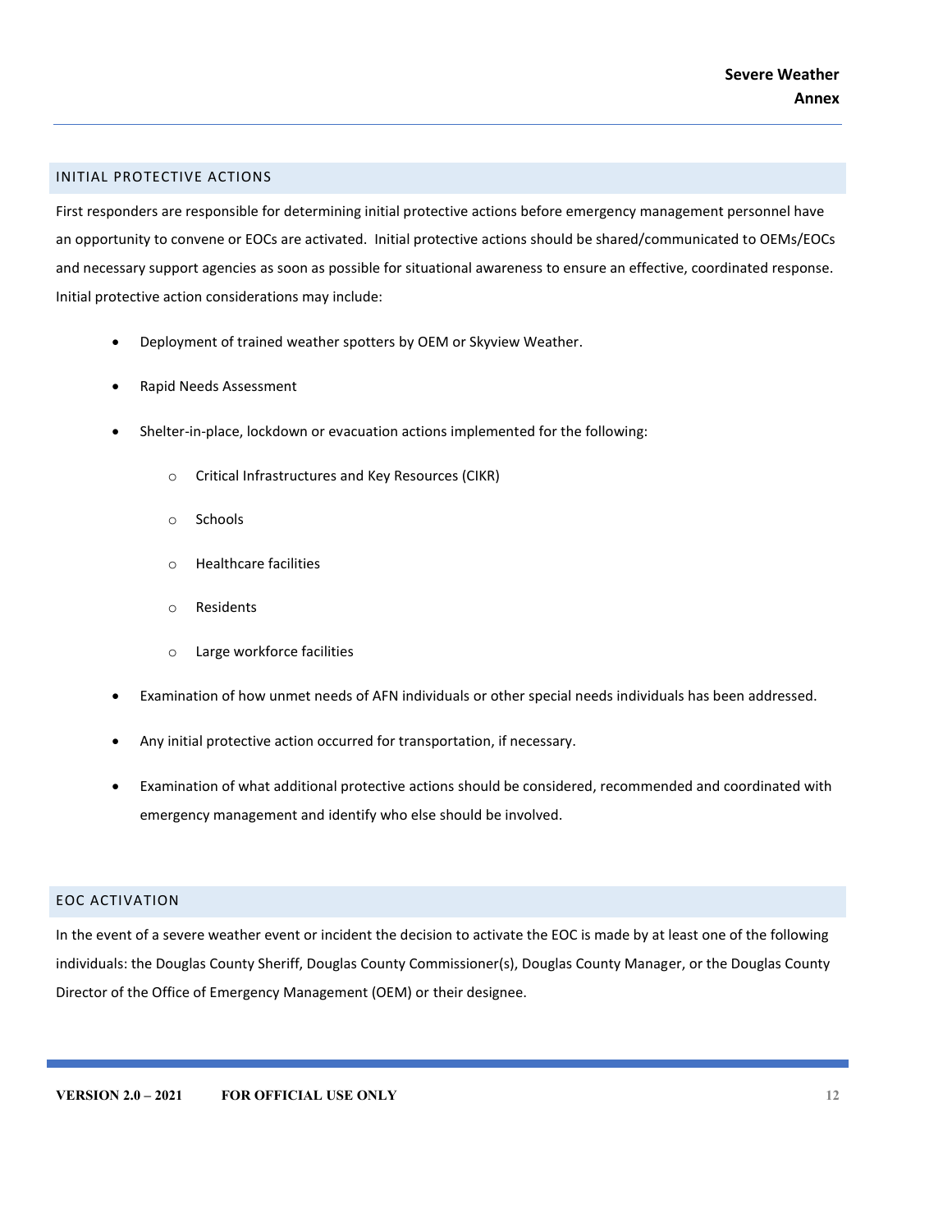## INITIAL PROTECTIVE ACTIONS

First responders are responsible for determining initial protective actions before emergency management personnel have an opportunity to convene or EOCs are activated. Initial protective actions should be shared/communicated to OEMs/EOCs and necessary support agencies as soon as possible for situational awareness to ensure an effective, coordinated response. Initial protective action considerations may include:

- Deployment of trained weather spotters by OEM or Skyview Weather.
- Rapid Needs Assessment
- Shelter-in-place, lockdown or evacuation actions implemented for the following:
  - Critical Infrastructures and Key Resources (CIKR)
  - Schools
  - Healthcare facilities
  - Residents
  - Large workforce facilities
- Examination of how unmet needs of AFN individuals or other special needs individuals has been addressed.
- Any initial protective action occurred for transportation, if necessary.
- Examination of what additional protective actions should be considered, recommended and coordinated with emergency management and identify who else should be involved.

## EOC ACTIVATION

In the event of a severe weather event or incident the decision to activate the EOC is made by at least one of the following individuals: the Douglas County Sheriff, Douglas County Commissioner(s), Douglas County Manager, or the Douglas County Director of the Office of Emergency Management (OEM) or their designee.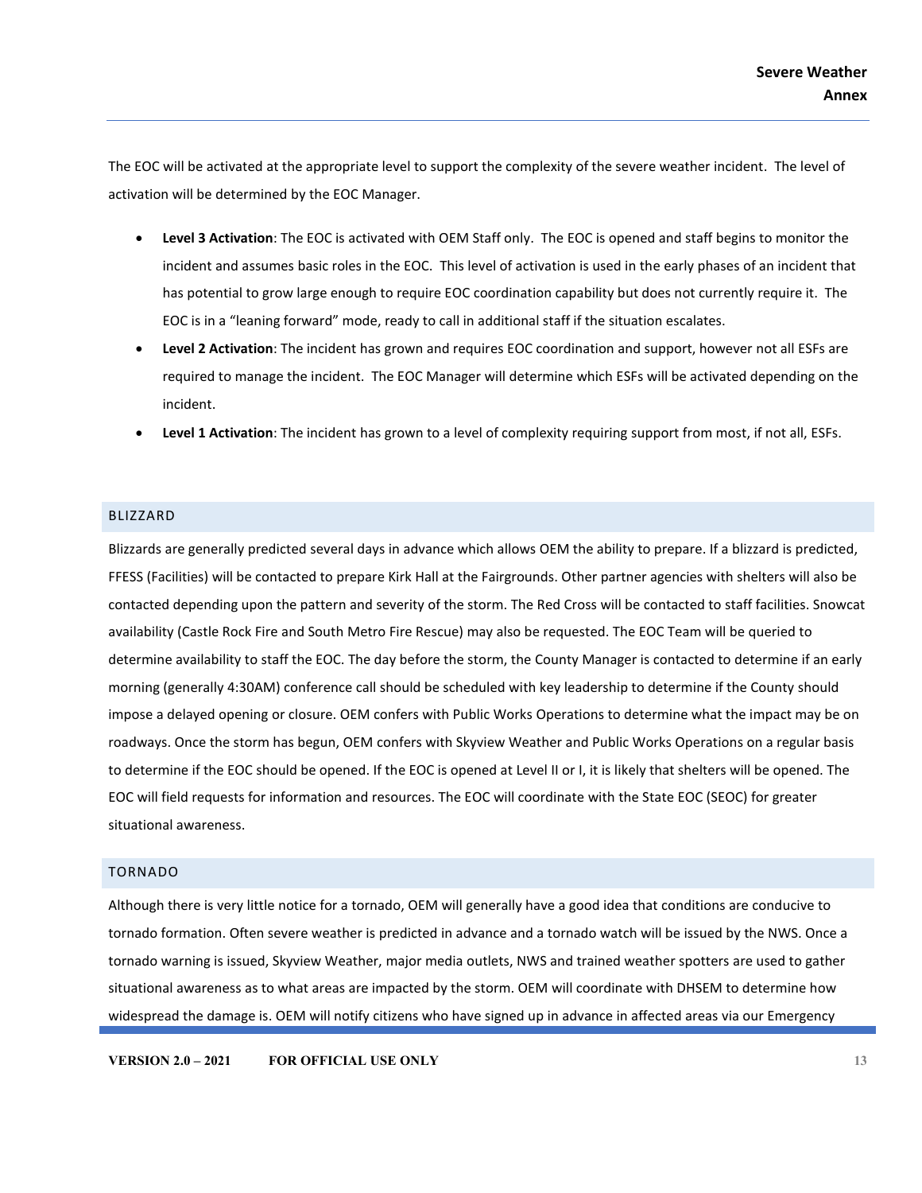The EOC will be activated at the appropriate level to support the complexity of the severe weather incident. The level of activation will be determined by the EOC Manager.

- **Level 3 Activation**: The EOC is activated with OEM Staff only. The EOC is opened and staff begins to monitor the incident and assumes basic roles in the EOC. This level of activation is used in the early phases of an incident that has potential to grow large enough to require EOC coordination capability but does not currently require it. The EOC is in a "leaning forward" mode, ready to call in additional staff if the situation escalates.
- **Level 2 Activation**: The incident has grown and requires EOC coordination and support, however not all ESFs are required to manage the incident. The EOC Manager will determine which ESFs will be activated depending on the incident.
- **Level 1 Activation**: The incident has grown to a level of complexity requiring support from most, if not all, ESFs.

## BLIZZARD

Blizzards are generally predicted several days in advance which allows OEM the ability to prepare. If a blizzard is predicted, FFESS (Facilities) will be contacted to prepare Kirk Hall at the Fairgrounds. Other partner agencies with shelters will also be contacted depending upon the pattern and severity of the storm. The Red Cross will be contacted to staff facilities. Snowcat availability (Castle Rock Fire and South Metro Fire Rescue) may also be requested. The EOC Team will be queried to determine availability to staff the EOC. The day before the storm, the County Manager is contacted to determine if an early morning (generally 4:30AM) conference call should be scheduled with key leadership to determine if the County should impose a delayed opening or closure. OEM confers with Public Works Operations to determine what the impact may be on roadways. Once the storm has begun, OEM confers with Skyview Weather and Public Works Operations on a regular basis to determine if the EOC should be opened. If the EOC is opened at Level II or I, it is likely that shelters will be opened. The EOC will field requests for information and resources. The EOC will coordinate with the State EOC (SEOC) for greater situational awareness.

## TORNADO

Although there is very little notice for a tornado, OEM will generally have a good idea that conditions are conducive to tornado formation. Often severe weather is predicted in advance and a tornado watch will be issued by the NWS. Once a tornado warning is issued, Skyview Weather, major media outlets, NWS and trained weather spotters are used to gather situational awareness as to what areas are impacted by the storm. OEM will coordinate with DHSEM to determine how widespread the damage is. OEM will notify citizens who have signed up in advance in affected areas via our Emergency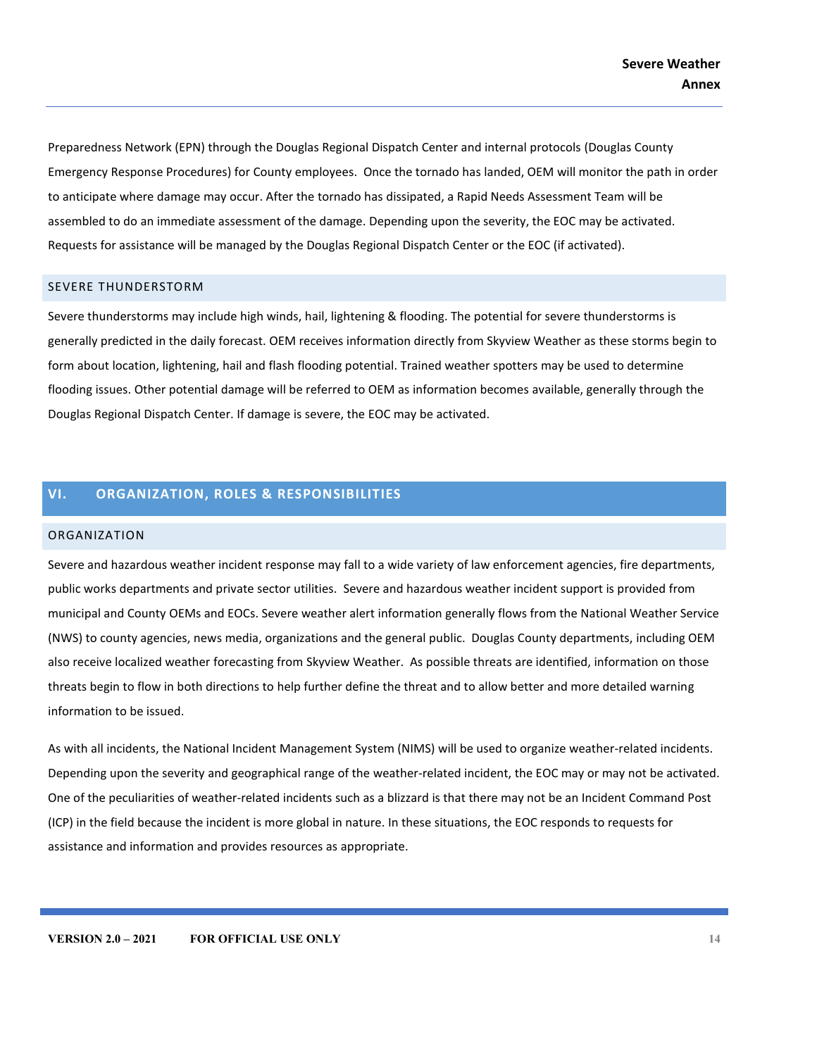Preparedness Network (EPN) through the Douglas Regional Dispatch Center and internal protocols (Douglas County Emergency Response Procedures) for County employees. Once the tornado has landed, OEM will monitor the path in order to anticipate where damage may occur. After the tornado has dissipated, a Rapid Needs Assessment Team will be assembled to do an immediate assessment of the damage. Depending upon the severity, the EOC may be activated. Requests for assistance will be managed by the Douglas Regional Dispatch Center or the EOC (if activated).

### SEVERE THUNDERSTORM

Severe thunderstorms may include high winds, hail, lightening & flooding. The potential for severe thunderstorms is generally predicted in the daily forecast. OEM receives information directly from Skyview Weather as these storms begin to form about location, lightening, hail and flash flooding potential. Trained weather spotters may be used to determine flooding issues. Other potential damage will be referred to OEM as information becomes available, generally through the Douglas Regional Dispatch Center. If damage is severe, the EOC may be activated.

## VI. ORGANIZATION, ROLES & RESPONSIBILITIES

### ORGANIZATION

Severe and hazardous weather incident response may fall to a wide variety of law enforcement agencies, fire departments, public works departments and private sector utilities. Severe and hazardous weather incident support is provided from municipal and County OEMs and EOCs. Severe weather alert information generally flows from the National Weather Service (NWS) to county agencies, news media, organizations and the general public. Douglas County departments, including OEM also receive localized weather forecasting from Skyview Weather. As possible threats are identified, information on those threats begin to flow in both directions to help further define the threat and to allow better and more detailed warning information to be issued.

As with all incidents, the National Incident Management System (NIMS) will be used to organize weather-related incidents. Depending upon the severity and geographical range of the weather-related incident, the EOC may or may not be activated. One of the peculiarities of weather-related incidents such as a blizzard is that there may not be an Incident Command Post (ICP) in the field because the incident is more global in nature. In these situations, the EOC responds to requests for assistance and information and provides resources as appropriate.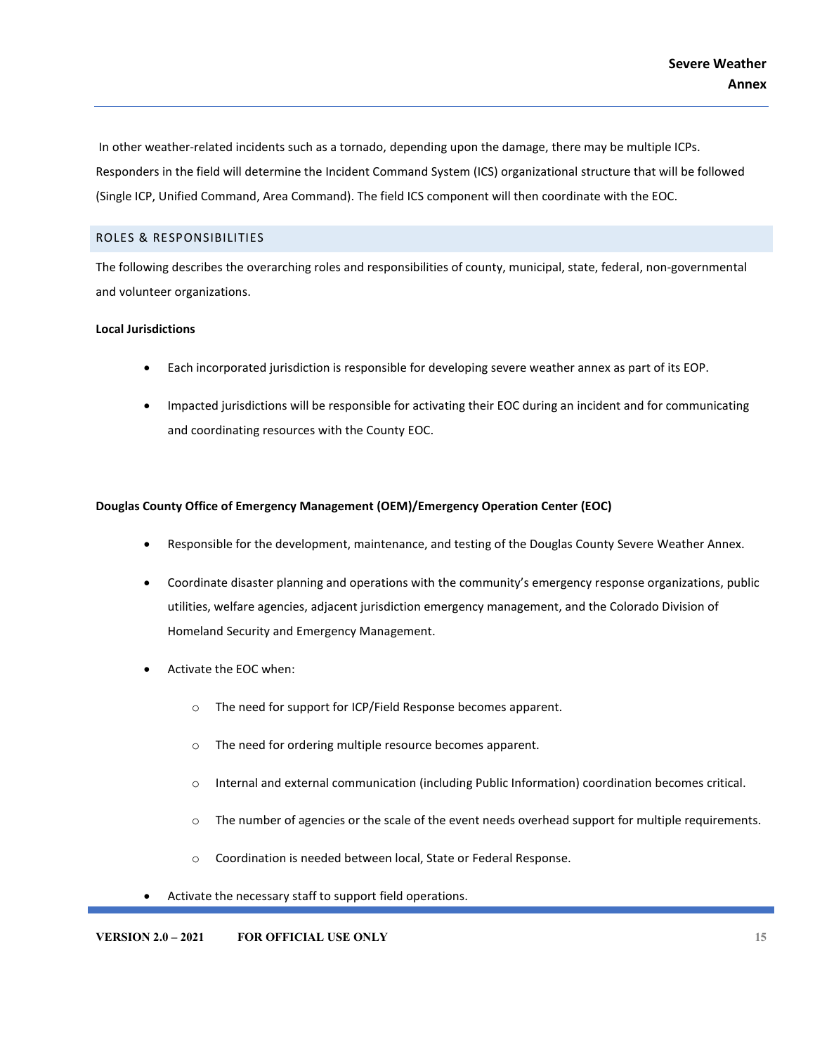In other weather-related incidents such as a tornado, depending upon the damage, there may be multiple ICPs. Responders in the field will determine the Incident Command System (ICS) organizational structure that will be followed (Single ICP, Unified Command, Area Command). The field ICS component will then coordinate with the EOC.

## ROLES & RESPONSIBILITIES

The following describes the overarching roles and responsibilities of county, municipal, state, federal, non-governmental and volunteer organizations.

**Local Jurisdictions**

- Each incorporated jurisdiction is responsible for developing severe weather annex as part of its EOP.
- Impacted jurisdictions will be responsible for activating their EOC during an incident and for communicating and coordinating resources with the County EOC.

**Douglas County Office of Emergency Management (OEM)/Emergency Operation Center (EOC)**

- Responsible for the development, maintenance, and testing of the Douglas County Severe Weather Annex.
- Coordinate disaster planning and operations with the community's emergency response organizations, public utilities, welfare agencies, adjacent jurisdiction emergency management, and the Colorado Division of Homeland Security and Emergency Management.
- Activate the EOC when:
  - The need for support for ICP/Field Response becomes apparent.
  - The need for ordering multiple resource becomes apparent.
  - Internal and external communication (including Public Information) coordination becomes critical.
  - The number of agencies or the scale of the event needs overhead support for multiple requirements.
  - Coordination is needed between local, State or Federal Response.
- Activate the necessary staff to support field operations.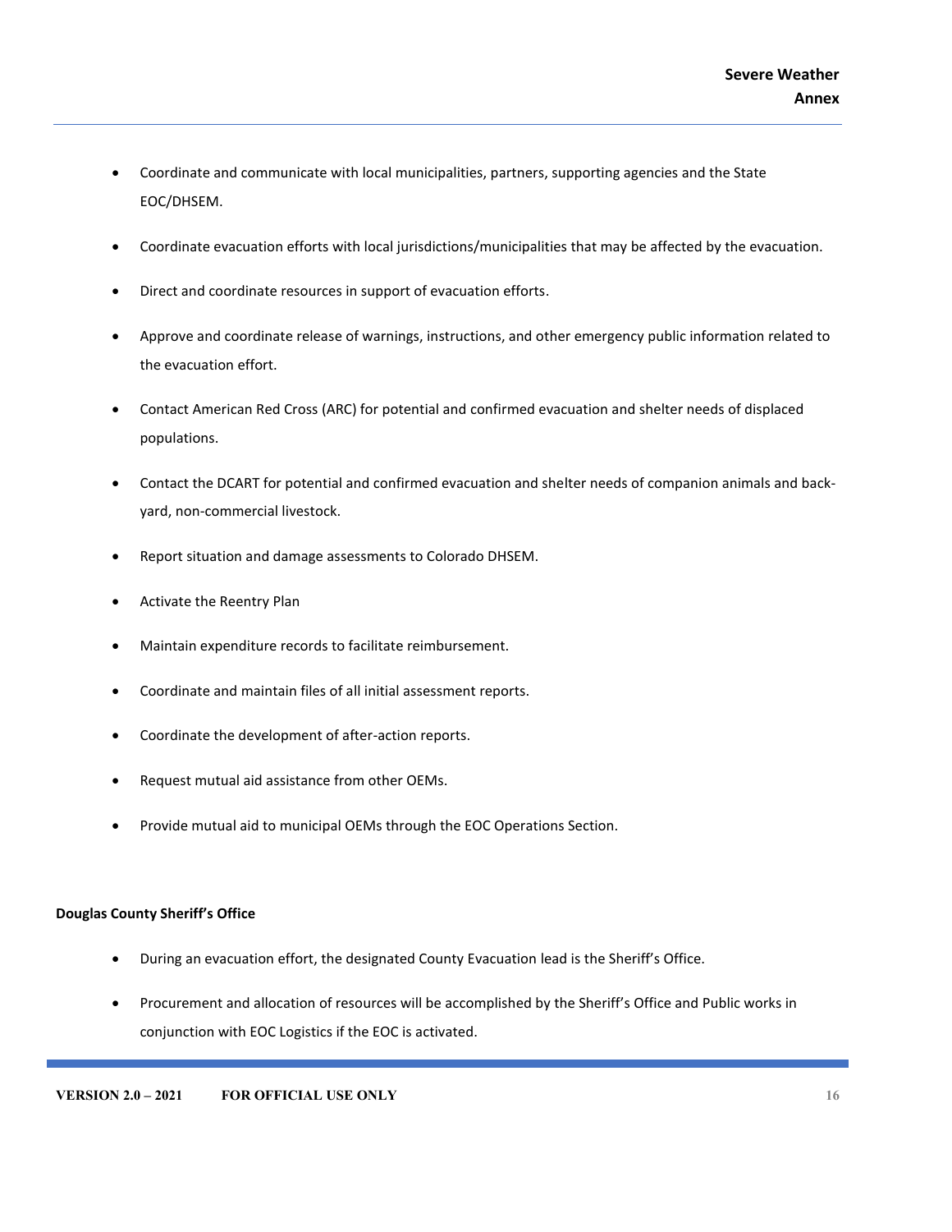- Coordinate and communicate with local municipalities, partners, supporting agencies and the State EOC/DHSEM.
- Coordinate evacuation efforts with local jurisdictions/municipalities that may be affected by the evacuation.
- Direct and coordinate resources in support of evacuation efforts.
- Approve and coordinate release of warnings, instructions, and other emergency public information related to the evacuation effort.
- Contact American Red Cross (ARC) for potential and confirmed evacuation and shelter needs of displaced populations.
- Contact the DCART for potential and confirmed evacuation and shelter needs of companion animals and back-yard, non-commercial livestock.
- Report situation and damage assessments to Colorado DHSEM.
- Activate the Reentry Plan
- Maintain expenditure records to facilitate reimbursement.
- Coordinate and maintain files of all initial assessment reports.
- Coordinate the development of after-action reports.
- Request mutual aid assistance from other OEMs.
- Provide mutual aid to municipal OEMs through the EOC Operations Section.

**Douglas County Sheriff's Office**

- During an evacuation effort, the designated County Evacuation lead is the Sheriff's Office.
- Procurement and allocation of resources will be accomplished by the Sheriff's Office and Public works in conjunction with EOC Logistics if the EOC is activated.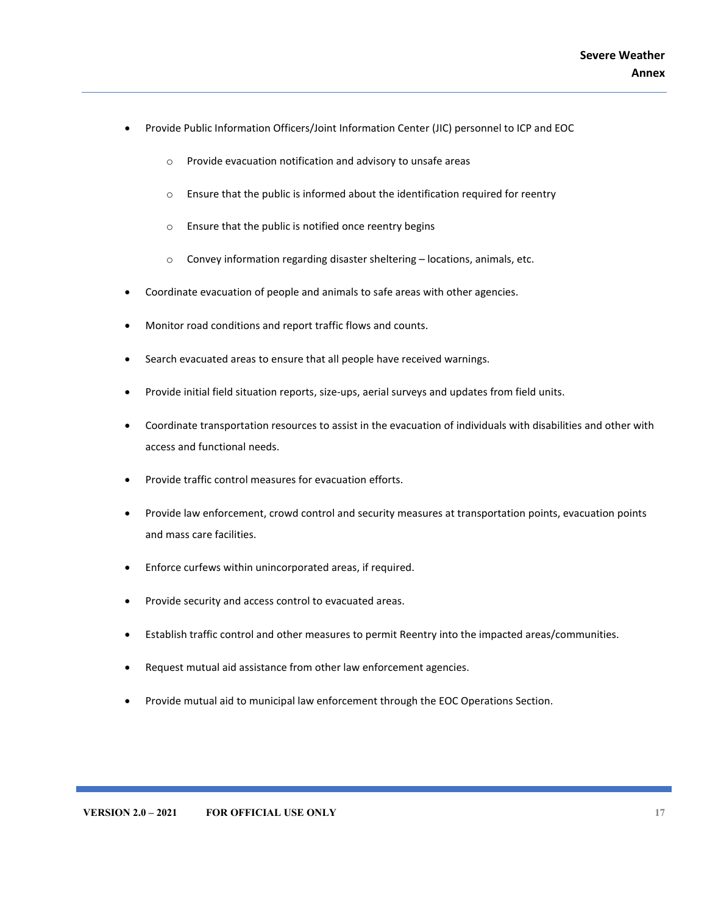- Provide Public Information Officers/Joint Information Center (JIC) personnel to ICP and EOC
  - Provide evacuation notification and advisory to unsafe areas
  - Ensure that the public is informed about the identification required for reentry
  - Ensure that the public is notified once reentry begins
  - Convey information regarding disaster sheltering – locations, animals, etc.
- Coordinate evacuation of people and animals to safe areas with other agencies.
- Monitor road conditions and report traffic flows and counts.
- Search evacuated areas to ensure that all people have received warnings.
- Provide initial field situation reports, size-ups, aerial surveys and updates from field units.
- Coordinate transportation resources to assist in the evacuation of individuals with disabilities and other with access and functional needs.
- Provide traffic control measures for evacuation efforts.
- Provide law enforcement, crowd control and security measures at transportation points, evacuation points and mass care facilities.
- Enforce curfews within unincorporated areas, if required.
- Provide security and access control to evacuated areas.
- Establish traffic control and other measures to permit Reentry into the impacted areas/communities.
- Request mutual aid assistance from other law enforcement agencies.
- Provide mutual aid to municipal law enforcement through the EOC Operations Section.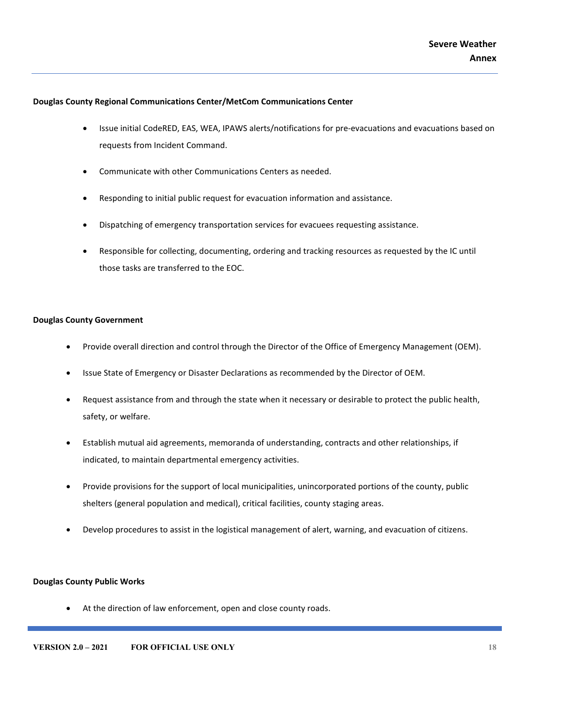**Douglas County Regional Communications Center/MetCom Communications Center**

- Issue initial CodeRED, EAS, WEA, IPAWS alerts/notifications for pre-evacuations and evacuations based on requests from Incident Command.
- Communicate with other Communications Centers as needed.
- Responding to initial public request for evacuation information and assistance.
- Dispatching of emergency transportation services for evacuees requesting assistance.
- Responsible for collecting, documenting, ordering and tracking resources as requested by the IC until those tasks are transferred to the EOC.

**Douglas County Government**

- Provide overall direction and control through the Director of the Office of Emergency Management (OEM).
- Issue State of Emergency or Disaster Declarations as recommended by the Director of OEM.
- Request assistance from and through the state when it necessary or desirable to protect the public health, safety, or welfare.
- Establish mutual aid agreements, memoranda of understanding, contracts and other relationships, if indicated, to maintain departmental emergency activities.
- Provide provisions for the support of local municipalities, unincorporated portions of the county, public shelters (general population and medical), critical facilities, county staging areas.
- Develop procedures to assist in the logistical management of alert, warning, and evacuation of citizens.

**Douglas County Public Works**

- At the direction of law enforcement, open and close county roads.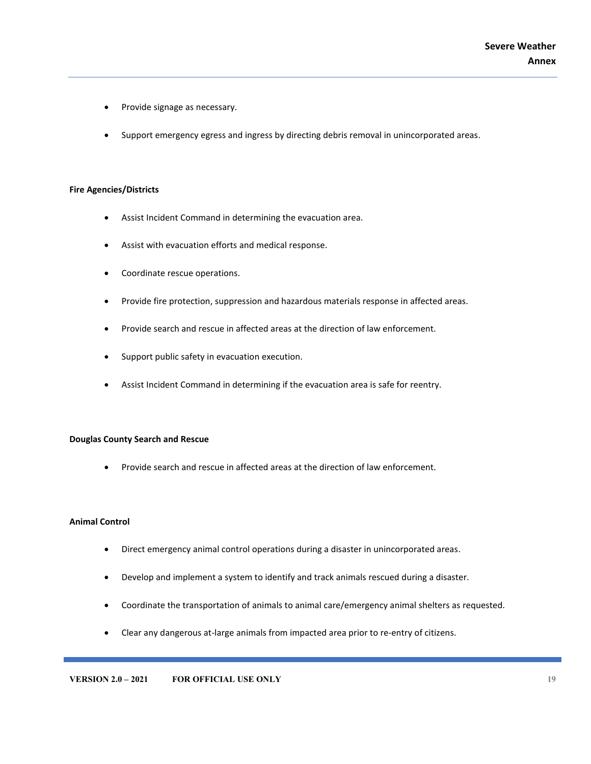- Provide signage as necessary.
- Support emergency egress and ingress by directing debris removal in unincorporated areas.

**Fire Agencies/Districts**

- Assist Incident Command in determining the evacuation area.
- Assist with evacuation efforts and medical response.
- Coordinate rescue operations.
- Provide fire protection, suppression and hazardous materials response in affected areas.
- Provide search and rescue in affected areas at the direction of law enforcement.
- Support public safety in evacuation execution.
- Assist Incident Command in determining if the evacuation area is safe for reentry.

**Douglas County Search and Rescue**

- Provide search and rescue in affected areas at the direction of law enforcement.

**Animal Control**

- Direct emergency animal control operations during a disaster in unincorporated areas.
- Develop and implement a system to identify and track animals rescued during a disaster.
- Coordinate the transportation of animals to animal care/emergency animal shelters as requested.
- Clear any dangerous at-large animals from impacted area prior to re-entry of citizens.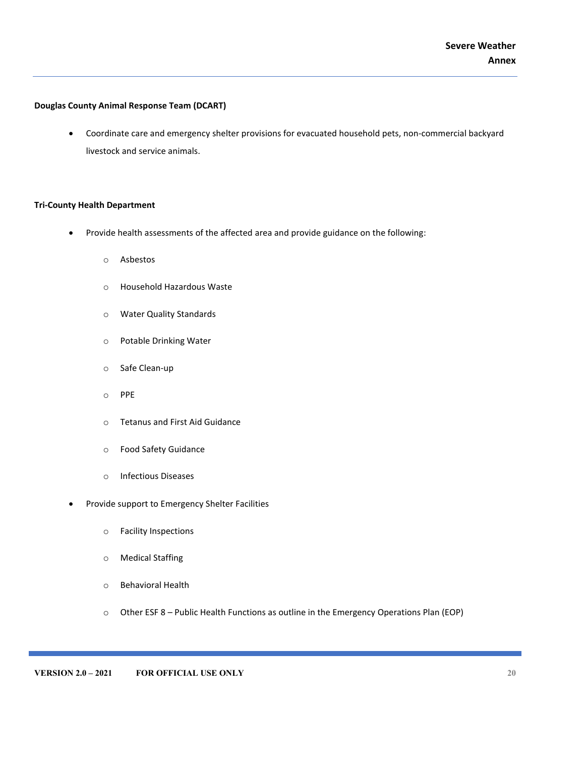**Douglas County Animal Response Team (DCART)**

- Coordinate care and emergency shelter provisions for evacuated household pets, non-commercial backyard livestock and service animals.

**Tri-County Health Department**

- Provide health assessments of the affected area and provide guidance on the following:
    - Asbestos
    - Household Hazardous Waste
    - Water Quality Standards
    - Potable Drinking Water
    - Safe Clean-up
    - PPE
    - Tetanus and First Aid Guidance
    - Food Safety Guidance
    - Infectious Diseases
- Provide support to Emergency Shelter Facilities
    - Facility Inspections
    - Medical Staffing
    - Behavioral Health
    - Other ESF 8 – Public Health Functions as outline in the Emergency Operations Plan (EOP)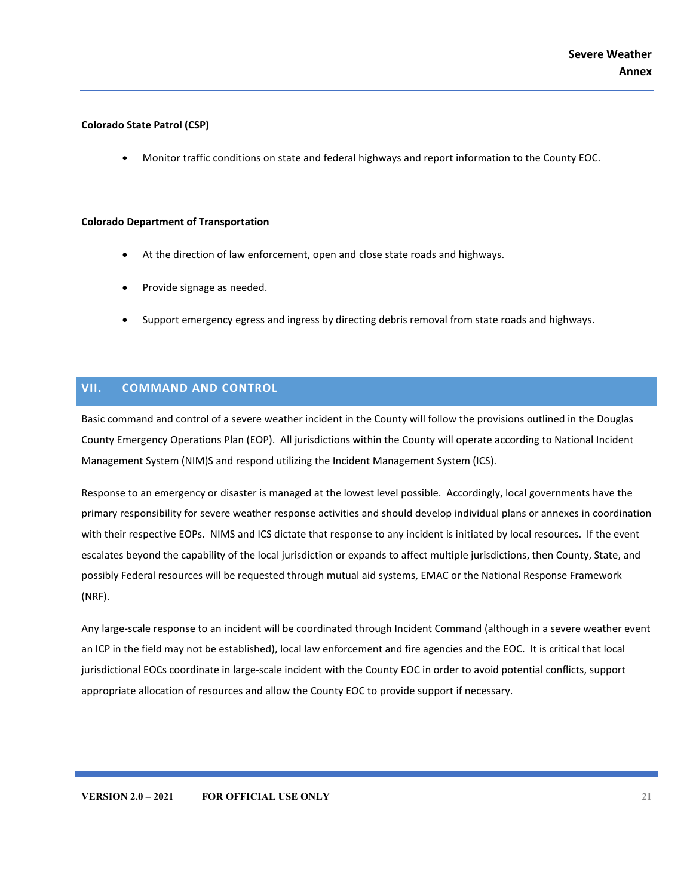**Colorado State Patrol (CSP)**

- Monitor traffic conditions on state and federal highways and report information to the County EOC.

**Colorado Department of Transportation**

- At the direction of law enforcement, open and close state roads and highways.
- Provide signage as needed.
- Support emergency egress and ingress by directing debris removal from state roads and highways.

## VII. COMMAND AND CONTROL

Basic command and control of a severe weather incident in the County will follow the provisions outlined in the Douglas County Emergency Operations Plan (EOP). All jurisdictions within the County will operate according to National Incident Management System (NIM)S and respond utilizing the Incident Management System (ICS).

Response to an emergency or disaster is managed at the lowest level possible. Accordingly, local governments have the primary responsibility for severe weather response activities and should develop individual plans or annexes in coordination with their respective EOPs. NIMS and ICS dictate that response to any incident is initiated by local resources. If the event escalates beyond the capability of the local jurisdiction or expands to affect multiple jurisdictions, then County, State, and possibly Federal resources will be requested through mutual aid systems, EMAC or the National Response Framework (NRF).

Any large-scale response to an incident will be coordinated through Incident Command (although in a severe weather event an ICP in the field may not be established), local law enforcement and fire agencies and the EOC. It is critical that local jurisdictional EOCs coordinate in large-scale incident with the County EOC in order to avoid potential conflicts, support appropriate allocation of resources and allow the County EOC to provide support if necessary.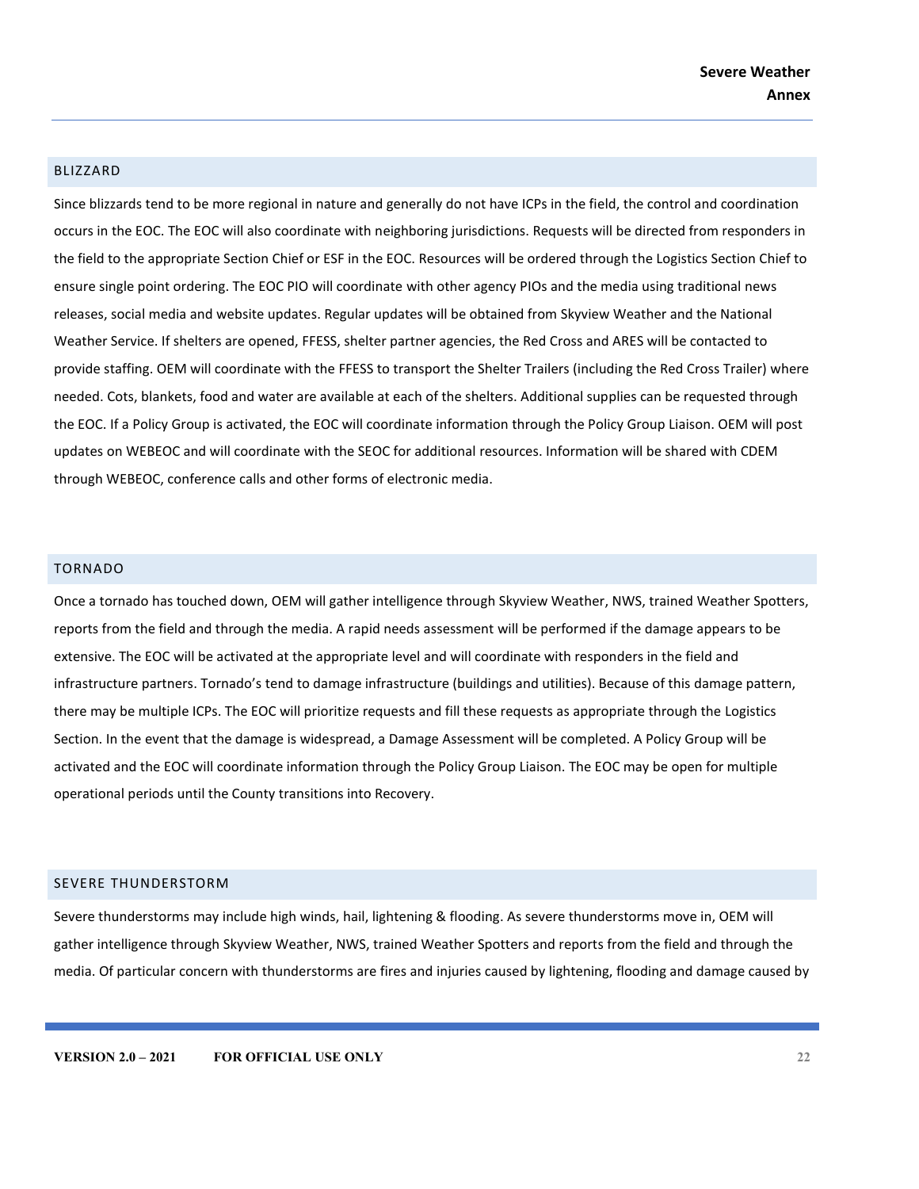## BLIZZARD

Since blizzards tend to be more regional in nature and generally do not have ICPs in the field, the control and coordination occurs in the EOC. The EOC will also coordinate with neighboring jurisdictions. Requests will be directed from responders in the field to the appropriate Section Chief or ESF in the EOC. Resources will be ordered through the Logistics Section Chief to ensure single point ordering. The EOC PIO will coordinate with other agency PIOs and the media using traditional news releases, social media and website updates. Regular updates will be obtained from Skyview Weather and the National Weather Service. If shelters are opened, FFESS, shelter partner agencies, the Red Cross and ARES will be contacted to provide staffing. OEM will coordinate with the FFESS to transport the Shelter Trailers (including the Red Cross Trailer) where needed. Cots, blankets, food and water are available at each of the shelters. Additional supplies can be requested through the EOC. If a Policy Group is activated, the EOC will coordinate information through the Policy Group Liaison. OEM will post updates on WEBEOC and will coordinate with the SEOC for additional resources. Information will be shared with CDEM through WEBEOC, conference calls and other forms of electronic media.

## TORNADO

Once a tornado has touched down, OEM will gather intelligence through Skyview Weather, NWS, trained Weather Spotters, reports from the field and through the media. A rapid needs assessment will be performed if the damage appears to be extensive. The EOC will be activated at the appropriate level and will coordinate with responders in the field and infrastructure partners. Tornado's tend to damage infrastructure (buildings and utilities). Because of this damage pattern, there may be multiple ICPs. The EOC will prioritize requests and fill these requests as appropriate through the Logistics Section. In the event that the damage is widespread, a Damage Assessment will be completed. A Policy Group will be activated and the EOC will coordinate information through the Policy Group Liaison. The EOC may be open for multiple operational periods until the County transitions into Recovery.

## SEVERE THUNDERSTORM

Severe thunderstorms may include high winds, hail, lightening & flooding. As severe thunderstorms move in, OEM will gather intelligence through Skyview Weather, NWS, trained Weather Spotters and reports from the field and through the media. Of particular concern with thunderstorms are fires and injuries caused by lightening, flooding and damage caused by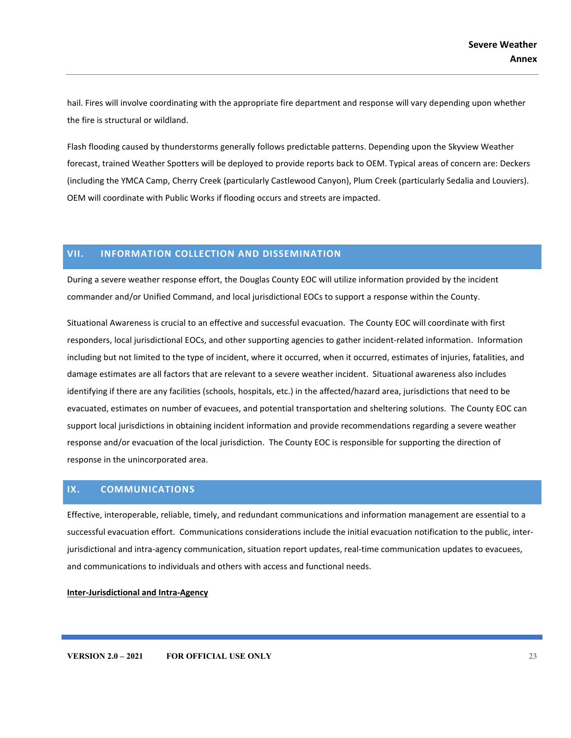hail. Fires will involve coordinating with the appropriate fire department and response will vary depending upon whether the fire is structural or wildland.

Flash flooding caused by thunderstorms generally follows predictable patterns. Depending upon the Skyview Weather forecast, trained Weather Spotters will be deployed to provide reports back to OEM. Typical areas of concern are: Deckers (including the YMCA Camp, Cherry Creek (particularly Castlewood Canyon), Plum Creek (particularly Sedalia and Louviers). OEM will coordinate with Public Works if flooding occurs and streets are impacted.

## VII. INFORMATION COLLECTION AND DISSEMINATION

During a severe weather response effort, the Douglas County EOC will utilize information provided by the incident commander and/or Unified Command, and local jurisdictional EOCs to support a response within the County.

Situational Awareness is crucial to an effective and successful evacuation. The County EOC will coordinate with first responders, local jurisdictional EOCs, and other supporting agencies to gather incident-related information. Information including but not limited to the type of incident, where it occurred, when it occurred, estimates of injuries, fatalities, and damage estimates are all factors that are relevant to a severe weather incident. Situational awareness also includes identifying if there are any facilities (schools, hospitals, etc.) in the affected/hazard area, jurisdictions that need to be evacuated, estimates on number of evacuees, and potential transportation and sheltering solutions. The County EOC can support local jurisdictions in obtaining incident information and provide recommendations regarding a severe weather response and/or evacuation of the local jurisdiction. The County EOC is responsible for supporting the direction of response in the unincorporated area.

## IX. COMMUNICATIONS

Effective, interoperable, reliable, timely, and redundant communications and information management are essential to a successful evacuation effort. Communications considerations include the initial evacuation notification to the public, inter-jurisdictional and intra-agency communication, situation report updates, real-time communication updates to evacuees, and communications to individuals and others with access and functional needs.

**Inter-Jurisdictional and Intra-Agency**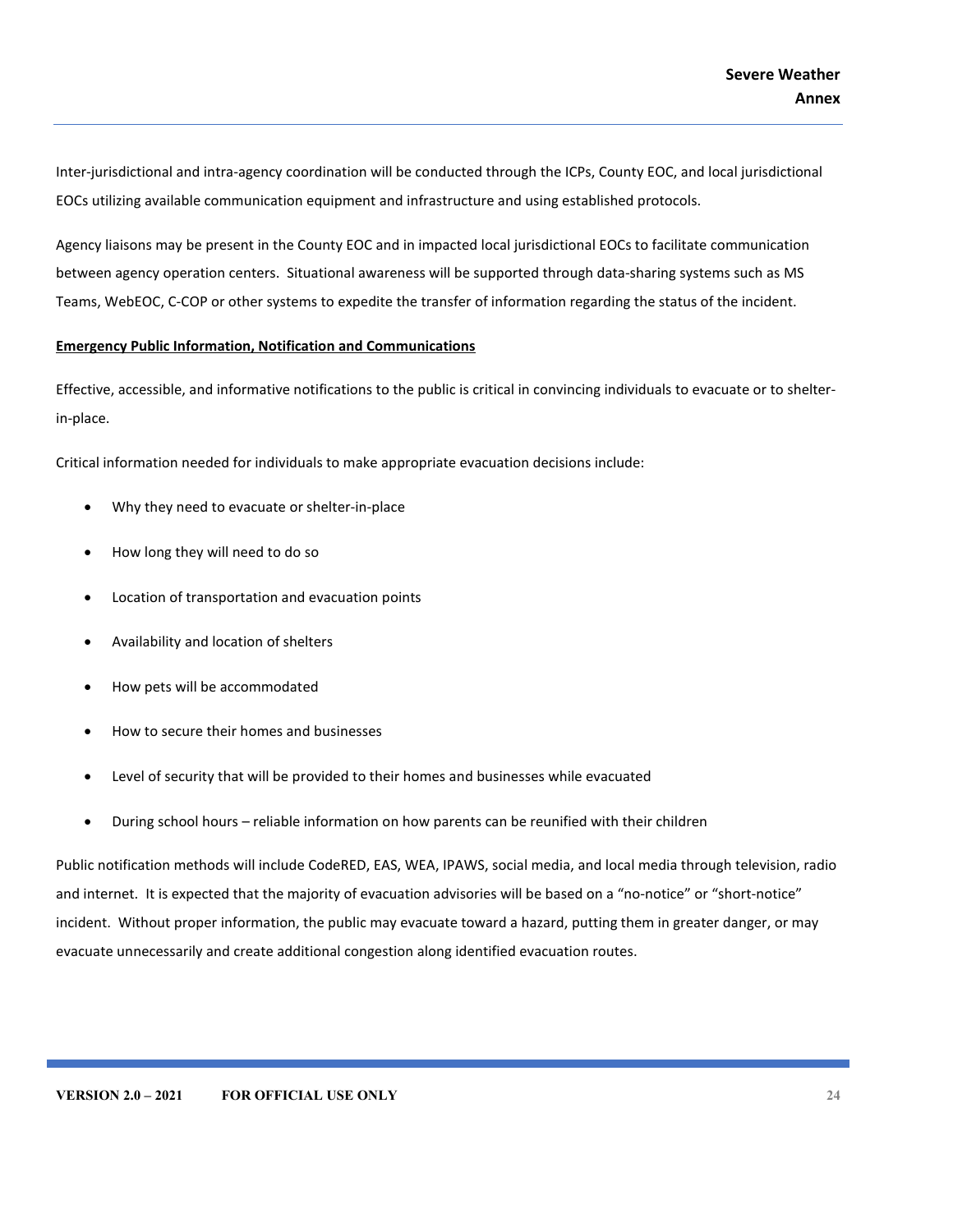Inter-jurisdictional and intra-agency coordination will be conducted through the ICPs, County EOC, and local jurisdictional EOCs utilizing available communication equipment and infrastructure and using established protocols.

Agency liaisons may be present in the County EOC and in impacted local jurisdictional EOCs to facilitate communication between agency operation centers. Situational awareness will be supported through data-sharing systems such as MS Teams, WebEOC, C-COP or other systems to expedite the transfer of information regarding the status of the incident.

**Emergency Public Information, Notification and Communications**

Effective, accessible, and informative notifications to the public is critical in convincing individuals to evacuate or to shelter-in-place.

Critical information needed for individuals to make appropriate evacuation decisions include:

- Why they need to evacuate or shelter-in-place
- How long they will need to do so
- Location of transportation and evacuation points
- Availability and location of shelters
- How pets will be accommodated
- How to secure their homes and businesses
- Level of security that will be provided to their homes and businesses while evacuated
- During school hours – reliable information on how parents can be reunified with their children

Public notification methods will include CodeRED, EAS, WEA, IPAWS, social media, and local media through television, radio and internet. It is expected that the majority of evacuation advisories will be based on a "no-notice" or "short-notice" incident. Without proper information, the public may evacuate toward a hazard, putting them in greater danger, or may evacuate unnecessarily and create additional congestion along identified evacuation routes.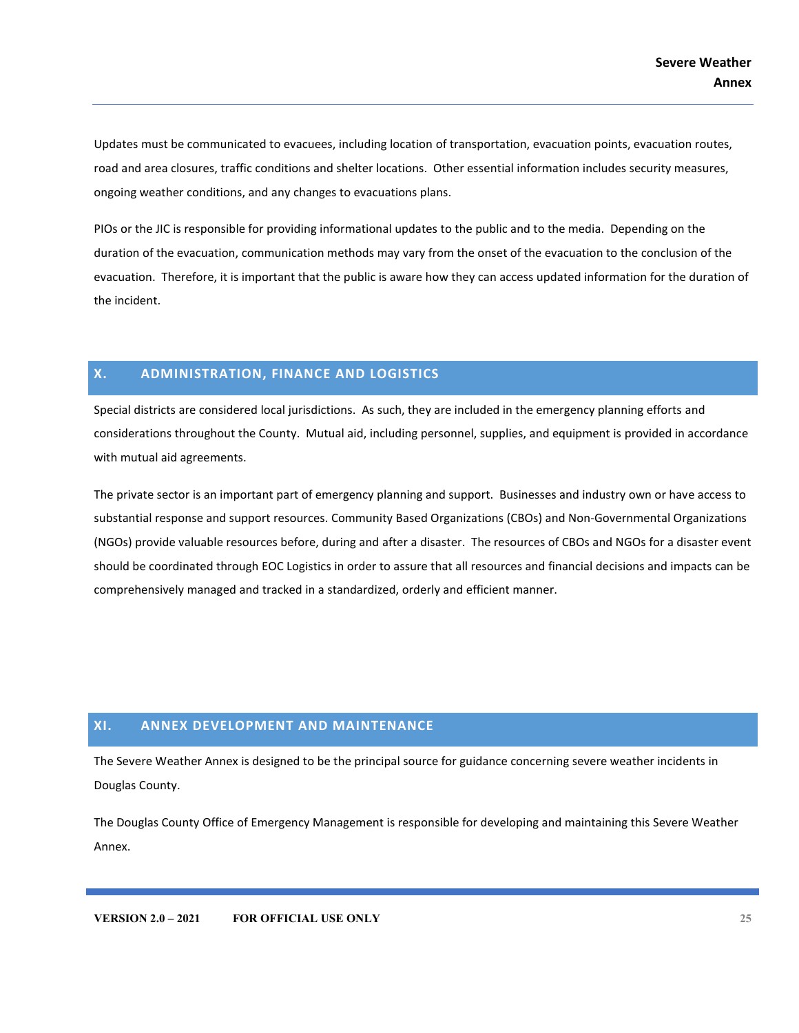Updates must be communicated to evacuees, including location of transportation, evacuation points, evacuation routes, road and area closures, traffic conditions and shelter locations. Other essential information includes security measures, ongoing weather conditions, and any changes to evacuations plans.

PIOs or the JIC is responsible for providing informational updates to the public and to the media. Depending on the duration of the evacuation, communication methods may vary from the onset of the evacuation to the conclusion of the evacuation. Therefore, it is important that the public is aware how they can access updated information for the duration of the incident.

## X. ADMINISTRATION, FINANCE AND LOGISTICS

Special districts are considered local jurisdictions. As such, they are included in the emergency planning efforts and considerations throughout the County. Mutual aid, including personnel, supplies, and equipment is provided in accordance with mutual aid agreements.

The private sector is an important part of emergency planning and support. Businesses and industry own or have access to substantial response and support resources. Community Based Organizations (CBOs) and Non-Governmental Organizations (NGOs) provide valuable resources before, during and after a disaster. The resources of CBOs and NGOs for a disaster event should be coordinated through EOC Logistics in order to assure that all resources and financial decisions and impacts can be comprehensively managed and tracked in a standardized, orderly and efficient manner.

## XI. ANNEX DEVELOPMENT AND MAINTENANCE

The Severe Weather Annex is designed to be the principal source for guidance concerning severe weather incidents in Douglas County.

The Douglas County Office of Emergency Management is responsible for developing and maintaining this Severe Weather Annex.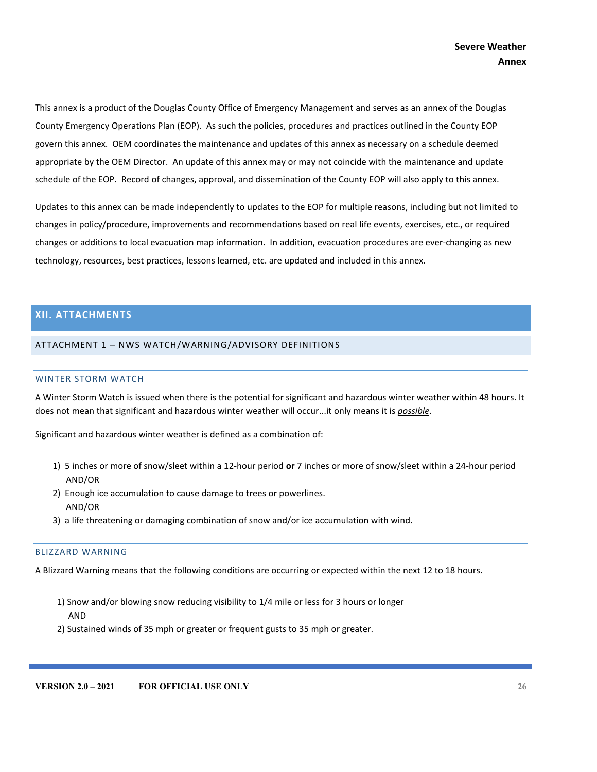This annex is a product of the Douglas County Office of Emergency Management and serves as an annex of the Douglas County Emergency Operations Plan (EOP). As such the policies, procedures and practices outlined in the County EOP govern this annex. OEM coordinates the maintenance and updates of this annex as necessary on a schedule deemed appropriate by the OEM Director. An update of this annex may or may not coincide with the maintenance and update schedule of the EOP. Record of changes, approval, and dissemination of the County EOP will also apply to this annex.

Updates to this annex can be made independently to updates to the EOP for multiple reasons, including but not limited to changes in policy/procedure, improvements and recommendations based on real life events, exercises, etc., or required changes or additions to local evacuation map information. In addition, evacuation procedures are ever-changing as new technology, resources, best practices, lessons learned, etc. are updated and included in this annex.

## XII. ATTACHMENTS

### ATTACHMENT 1 – NWS WATCH/WARNING/ADVISORY DEFINITIONS

#### WINTER STORM WATCH

A Winter Storm Watch is issued when there is the potential for significant and hazardous winter weather within 48 hours. It does not mean that significant and hazardous winter weather will occur...it only means it is ***possible***.

Significant and hazardous winter weather is defined as a combination of:

1) 5 inches or more of snow/sleet within a 12-hour period **or** 7 inches or more of snow/sleet within a 24-hour period
   AND/OR
2) Enough ice accumulation to cause damage to trees or powerlines.
   AND/OR
3) a life threatening or damaging combination of snow and/or ice accumulation with wind.

#### BLIZZARD WARNING

A Blizzard Warning means that the following conditions are occurring or expected within the next 12 to 18 hours.

1) Snow and/or blowing snow reducing visibility to 1/4 mile or less for 3 hours or longer
   AND
2) Sustained winds of 35 mph or greater or frequent gusts to 35 mph or greater.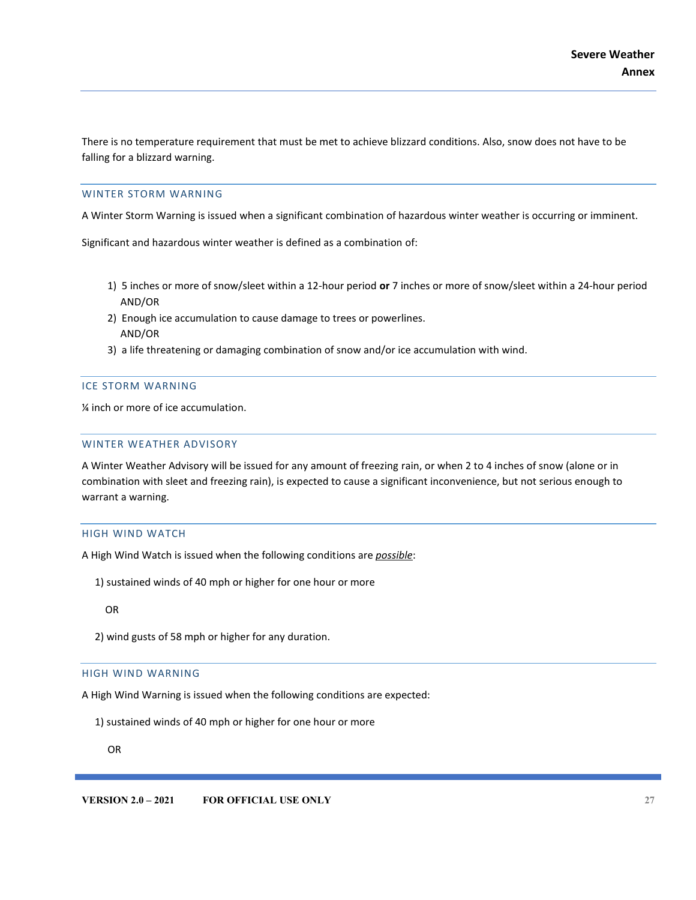There is no temperature requirement that must be met to achieve blizzard conditions. Also, snow does not have to be falling for a blizzard warning.

### WINTER STORM WARNING

A Winter Storm Warning is issued when a significant combination of hazardous winter weather is occurring or imminent.

Significant and hazardous winter weather is defined as a combination of:

1) 5 inches or more of snow/sleet within a 12-hour period **or** 7 inches or more of snow/sleet within a 24-hour period
   AND/OR
2) Enough ice accumulation to cause damage to trees or powerlines.
   AND/OR
3) a life threatening or damaging combination of snow and/or ice accumulation with wind.

### ICE STORM WARNING

¼ inch or more of ice accumulation.

### WINTER WEATHER ADVISORY

A Winter Weather Advisory will be issued for any amount of freezing rain, or when 2 to 4 inches of snow (alone or in combination with sleet and freezing rain), is expected to cause a significant inconvenience, but not serious enough to warrant a warning.

### HIGH WIND WATCH

A High Wind Watch is issued when the following conditions are *possible*:

1) sustained winds of 40 mph or higher for one hour or more

   OR

2) wind gusts of 58 mph or higher for any duration.

### HIGH WIND WARNING

A High Wind Warning is issued when the following conditions are expected:

1) sustained winds of 40 mph or higher for one hour or more

   OR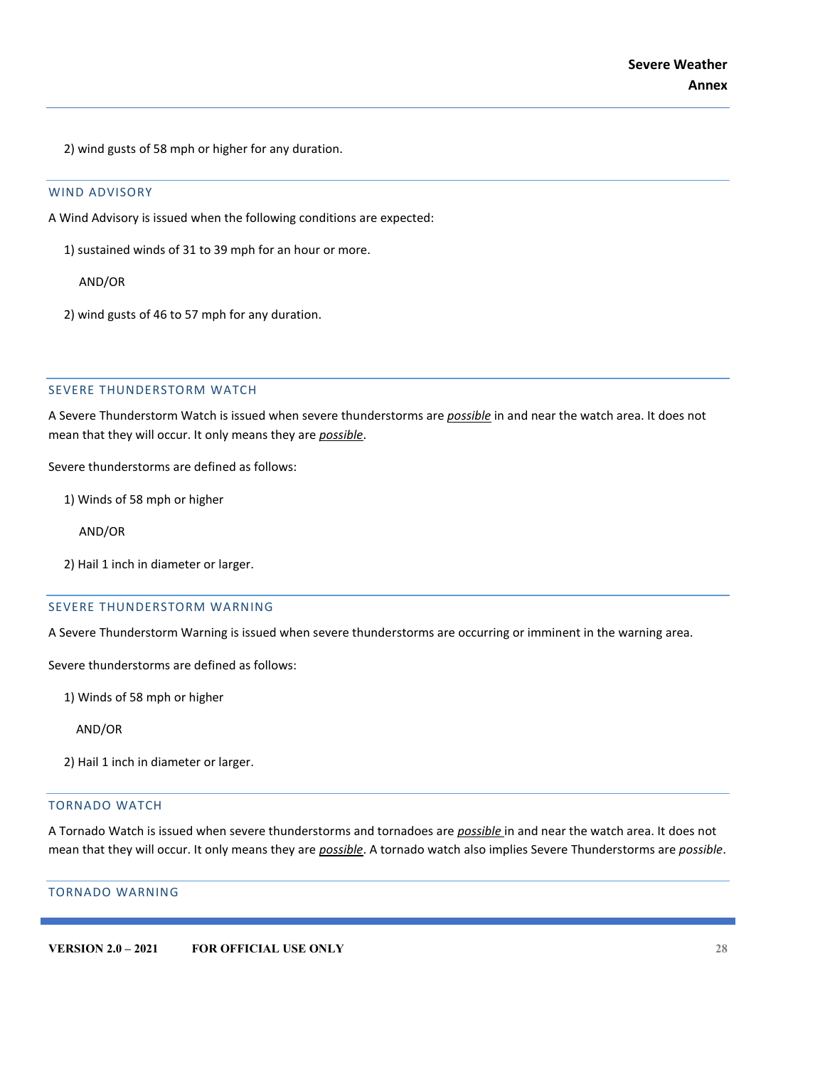2) wind gusts of 58 mph or higher for any duration.

### WIND ADVISORY

A Wind Advisory is issued when the following conditions are expected:

1) sustained winds of 31 to 39 mph for an hour or more.

AND/OR

2) wind gusts of 46 to 57 mph for any duration.

### SEVERE THUNDERSTORM WATCH

A Severe Thunderstorm Watch is issued when severe thunderstorms are ***possible*** in and near the watch area. It does not mean that they will occur. It only means they are ***possible***.

Severe thunderstorms are defined as follows:

1) Winds of 58 mph or higher

AND/OR

2) Hail 1 inch in diameter or larger.

### SEVERE THUNDERSTORM WARNING

A Severe Thunderstorm Warning is issued when severe thunderstorms are occurring or imminent in the warning area.

Severe thunderstorms are defined as follows:

1) Winds of 58 mph or higher

AND/OR

2) Hail 1 inch in diameter or larger.

### TORNADO WATCH

A Tornado Watch is issued when severe thunderstorms and tornadoes are ***possible*** in and near the watch area. It does not mean that they will occur. It only means they are ***possible***. A tornado watch also implies Severe Thunderstorms are *possible*.

### TORNADO WARNING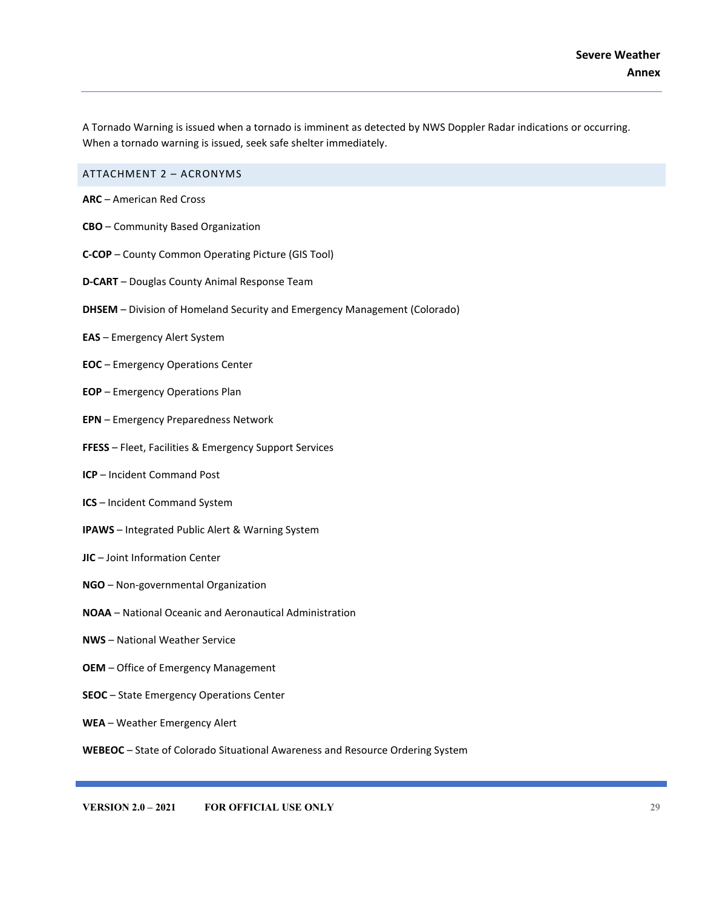A Tornado Warning is issued when a tornado is imminent as detected by NWS Doppler Radar indications or occurring. When a tornado warning is issued, seek safe shelter immediately.

## ATTACHMENT 2 – ACRONYMS

**ARC** – American Red Cross

**CBO** – Community Based Organization

**C-COP** – County Common Operating Picture (GIS Tool)

**D-CART** – Douglas County Animal Response Team

**DHSEM** – Division of Homeland Security and Emergency Management (Colorado)

**EAS** – Emergency Alert System

**EOC** – Emergency Operations Center

**EOP** – Emergency Operations Plan

**EPN** – Emergency Preparedness Network

**FFESS** – Fleet, Facilities & Emergency Support Services

**ICP** – Incident Command Post

**ICS** – Incident Command System

**IPAWS** – Integrated Public Alert & Warning System

**JIC** – Joint Information Center

**NGO** – Non-governmental Organization

**NOAA** – National Oceanic and Aeronautical Administration

**NWS** – National Weather Service

**OEM** – Office of Emergency Management

**SEOC** – State Emergency Operations Center

**WEA** – Weather Emergency Alert

**WEBEOC** – State of Colorado Situational Awareness and Resource Ordering System